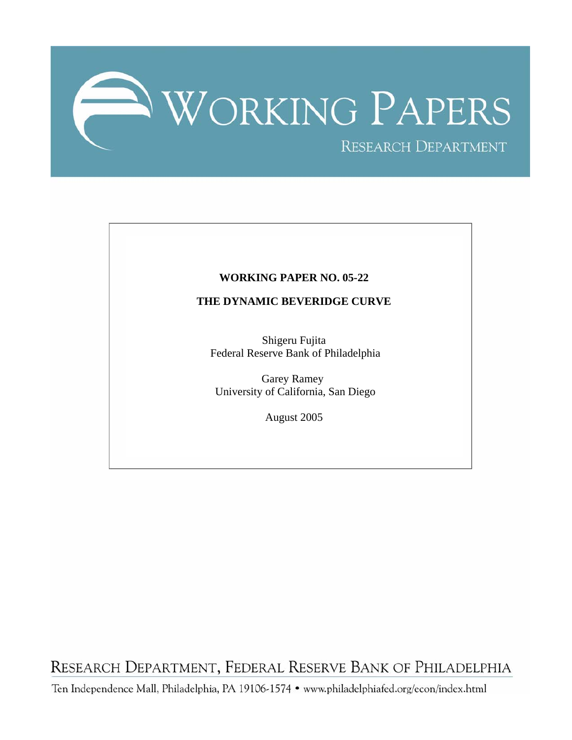# WORKING PAPERS

RESEARCH DEPARTMENT

**WORKING PAPER NO. 05-22**

**THE DYNAMIC BEVERIDGE CURVE**

Shigeru Fujita
Federal Reserve Bank of Philadelphia

Garey Ramey
University of California, San Diego

August 2005

RESEARCH DEPARTMENT, FEDERAL RESERVE BANK OF PHILADELPHIA

Ten Independence Mall, Philadelphia, PA 19106-1574 • www.philadelphiafed.org/econ/index.html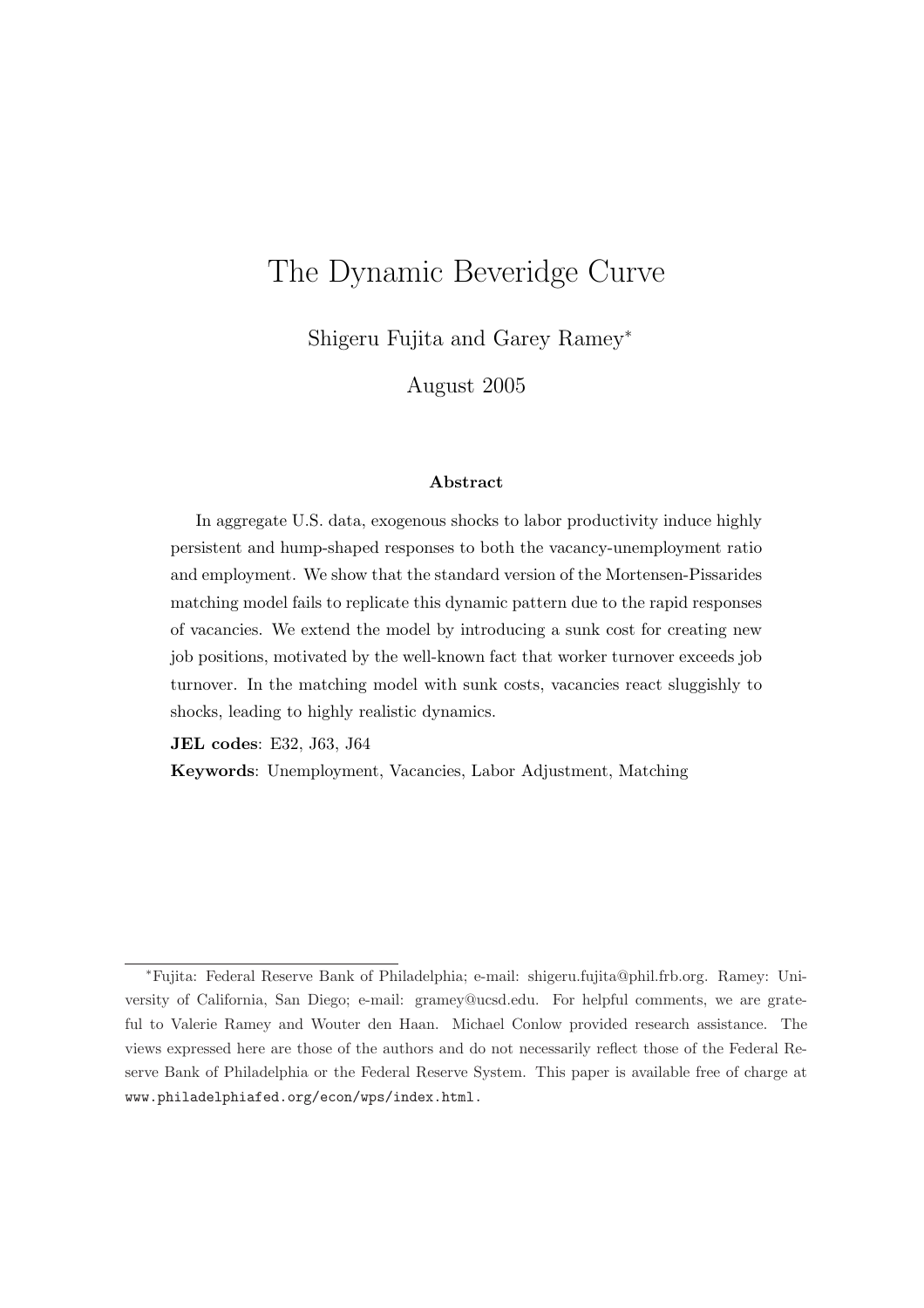# The Dynamic Beveridge Curve

Shigeru Fujita and Garey Ramey*

August 2005

### Abstract

In aggregate U.S. data, exogenous shocks to labor productivity induce highly persistent and hump-shaped responses to both the vacancy-unemployment ratio and employment. We show that the standard version of the Mortensen-Pissarides matching model fails to replicate this dynamic pattern due to the rapid responses of vacancies. We extend the model by introducing a sunk cost for creating new job positions, motivated by the well-known fact that worker turnover exceeds job turnover. In the matching model with sunk costs, vacancies react sluggishly to shocks, leading to highly realistic dynamics.

**JEL codes**: E32, J63, J64

**Keywords**: Unemployment, Vacancies, Labor Adjustment, Matching

---

*Fujita: Federal Reserve Bank of Philadelphia; e-mail: shigeru.fujita@phil.frb.org. Ramey: University of California, San Diego; e-mail: gramey@ucsd.edu. For helpful comments, we are grateful to Valerie Ramey and Wouter den Haan. Michael Conlow provided research assistance. The views expressed here are those of the authors and do not necessarily reflect those of the Federal Reserve Bank of Philadelphia or the Federal Reserve System. This paper is available free of charge at www.philadelphiafed.org/econ/wps/index.html.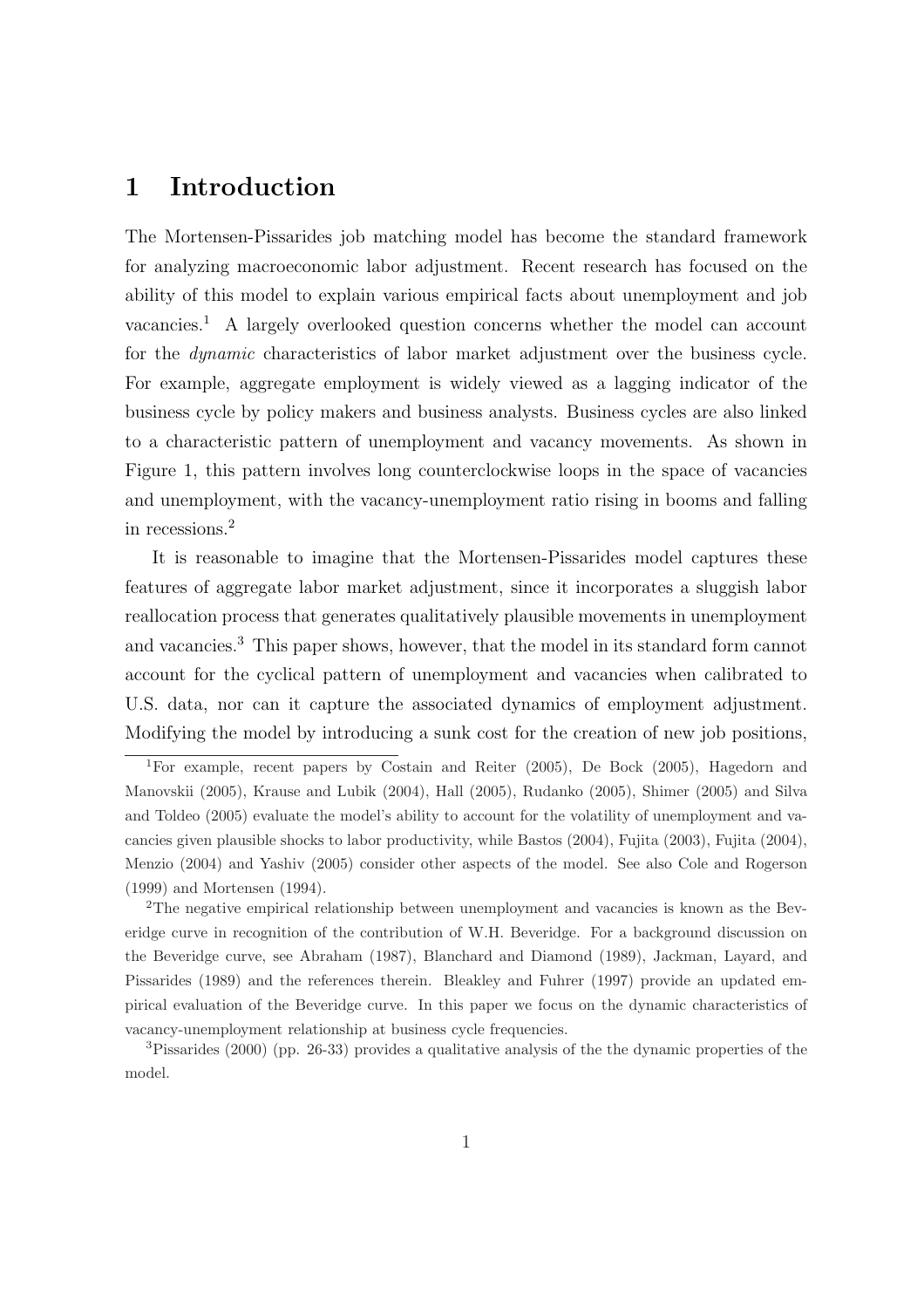# 1 Introduction

The Mortensen-Pissarides job matching model has become the standard framework for analyzing macroeconomic labor adjustment. Recent research has focused on the ability of this model to explain various empirical facts about unemployment and job vacancies.[1] A largely overlooked question concerns whether the model can account for the *dynamic* characteristics of labor market adjustment over the business cycle. For example, aggregate employment is widely viewed as a lagging indicator of the business cycle by policy makers and business analysts. Business cycles are also linked to a characteristic pattern of unemployment and vacancy movements. As shown in Figure 1, this pattern involves long counterclockwise loops in the space of vacancies and unemployment, with the vacancy-unemployment ratio rising in booms and falling in recessions.[2]

It is reasonable to imagine that the Mortensen-Pissarides model captures these features of aggregate labor market adjustment, since it incorporates a sluggish labor reallocation process that generates qualitatively plausible movements in unemployment and vacancies.[3] This paper shows, however, that the model in its standard form cannot account for the cyclical pattern of unemployment and vacancies when calibrated to U.S. data, nor can it capture the associated dynamics of employment adjustment. Modifying the model by introducing a sunk cost for the creation of new job positions,

[1] For example, recent papers by Costain and Reiter (2005), De Bock (2005), Hagedorn and Manovskii (2005), Krause and Lubik (2004), Hall (2005), Rudanko (2005), Shimer (2005) and Silva and Toldeo (2005) evaluate the model's ability to account for the volatility of unemployment and vacancies given plausible shocks to labor productivity, while Bastos (2004), Fujita (2003), Fujita (2004), Menzio (2004) and Yashiv (2005) consider other aspects of the model. See also Cole and Rogerson (1999) and Mortensen (1994).

[2] The negative empirical relationship between unemployment and vacancies is known as the Beveridge curve in recognition of the contribution of W.H. Beveridge. For a background discussion on the Beveridge curve, see Abraham (1987), Blanchard and Diamond (1989), Jackman, Layard, and Pissarides (1989) and the references therein. Bleakley and Fuhrer (1997) provide an updated empirical evaluation of the Beveridge curve. In this paper we focus on the dynamic characteristics of vacancy-unemployment relationship at business cycle frequencies.

[3] Pissarides (2000) (pp. 26-33) provides a qualitative analysis of the the dynamic properties of the model.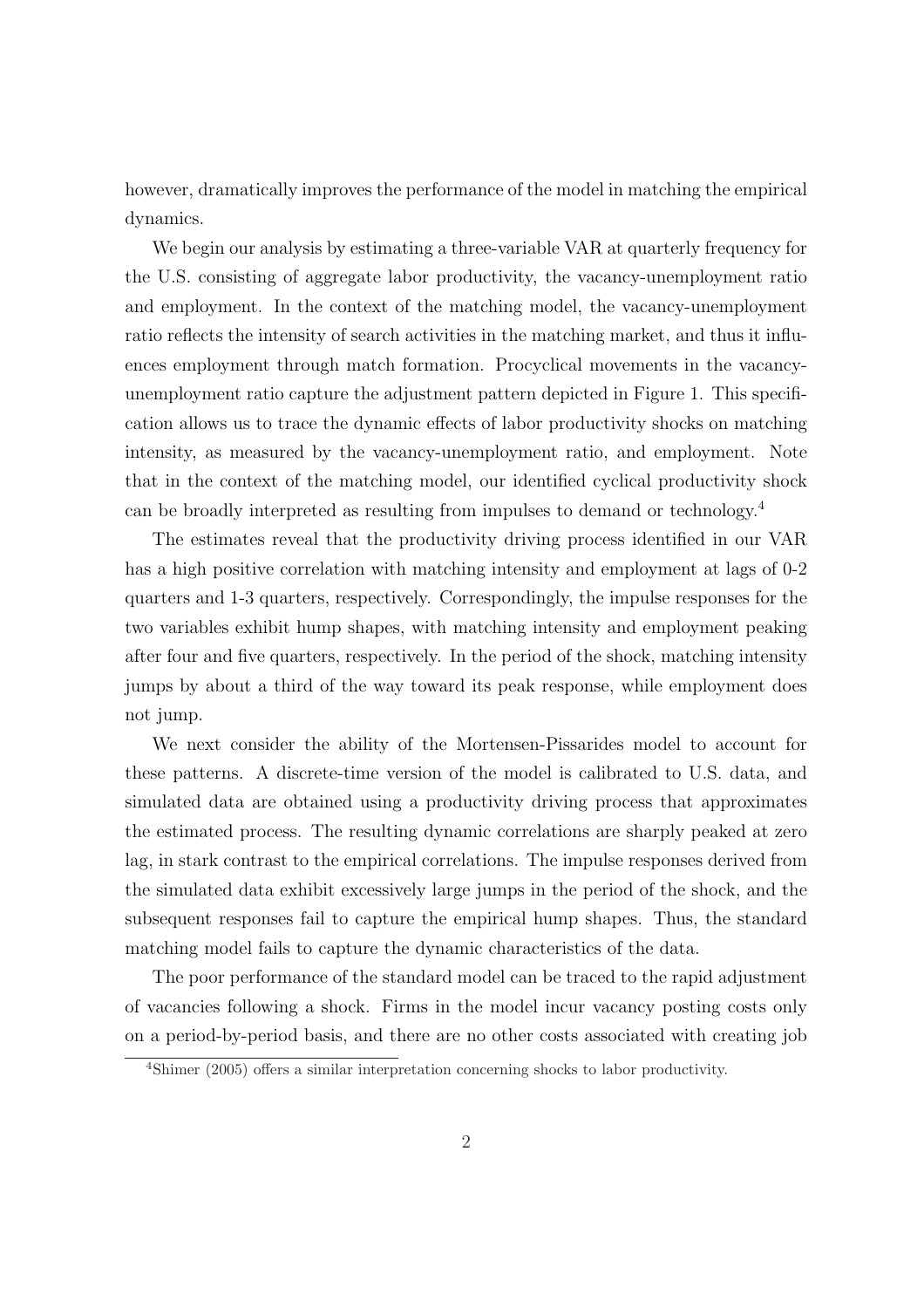however, dramatically improves the performance of the model in matching the empirical dynamics.

We begin our analysis by estimating a three-variable VAR at quarterly frequency for the U.S. consisting of aggregate labor productivity, the vacancy-unemployment ratio and employment. In the context of the matching model, the vacancy-unemployment ratio reflects the intensity of search activities in the matching market, and thus it influences employment through match formation. Procyclical movements in the vacancy-unemployment ratio capture the adjustment pattern depicted in Figure 1. This specification allows us to trace the dynamic effects of labor productivity shocks on matching intensity, as measured by the vacancy-unemployment ratio, and employment. Note that in the context of the matching model, our identified cyclical productivity shock can be broadly interpreted as resulting from impulses to demand or technology.[4]

The estimates reveal that the productivity driving process identified in our VAR has a high positive correlation with matching intensity and employment at lags of 0-2 quarters and 1-3 quarters, respectively. Correspondingly, the impulse responses for the two variables exhibit hump shapes, with matching intensity and employment peaking after four and five quarters, respectively. In the period of the shock, matching intensity jumps by about a third of the way toward its peak response, while employment does not jump.

We next consider the ability of the Mortensen-Pissarides model to account for these patterns. A discrete-time version of the model is calibrated to U.S. data, and simulated data are obtained using a productivity driving process that approximates the estimated process. The resulting dynamic correlations are sharply peaked at zero lag, in stark contrast to the empirical correlations. The impulse responses derived from the simulated data exhibit excessively large jumps in the period of the shock, and the subsequent responses fail to capture the empirical hump shapes. Thus, the standard matching model fails to capture the dynamic characteristics of the data.

The poor performance of the standard model can be traced to the rapid adjustment of vacancies following a shock. Firms in the model incur vacancy posting costs only on a period-by-period basis, and there are no other costs associated with creating job

[4] Shimer (2005) offers a similar interpretation concerning shocks to labor productivity.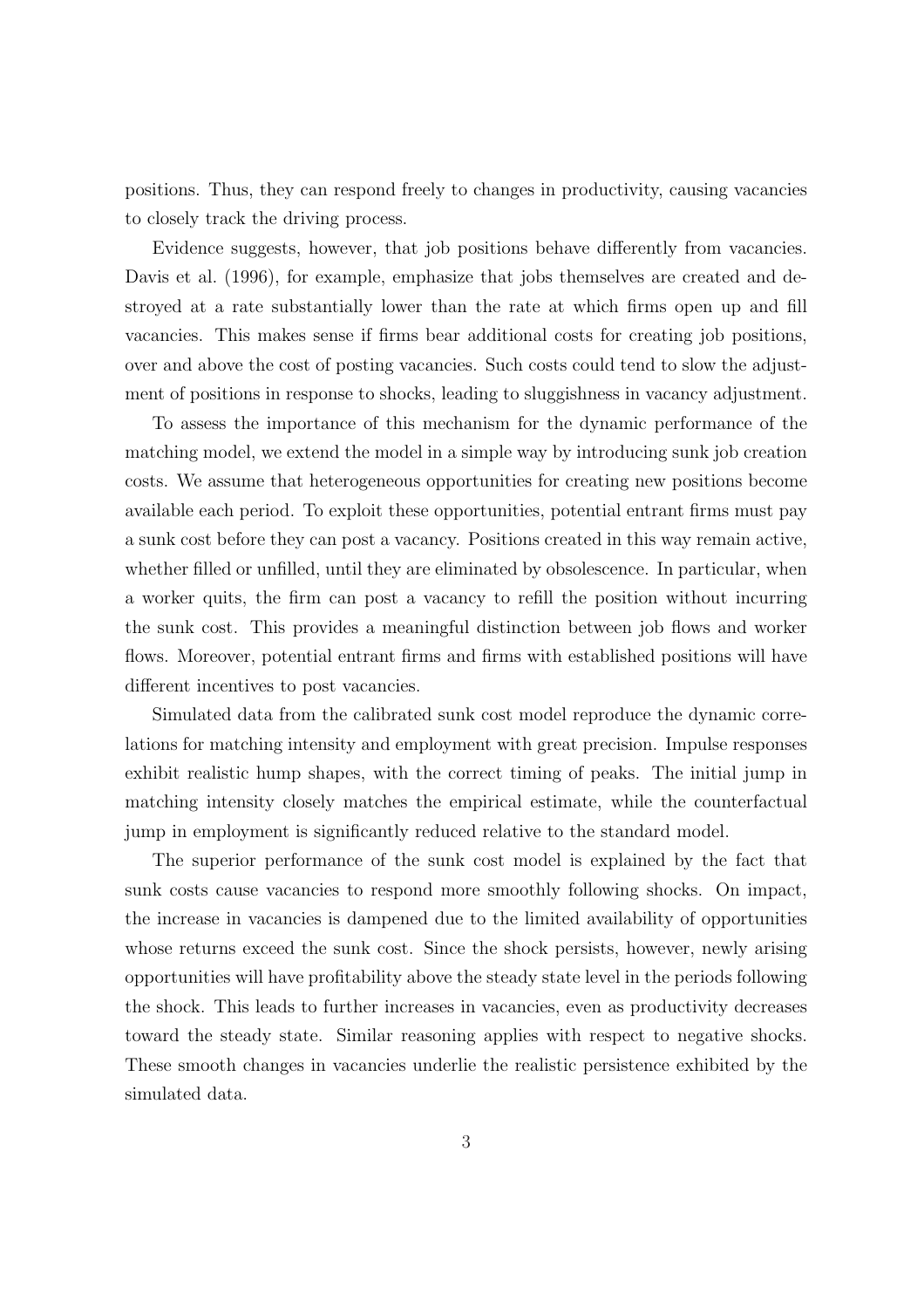positions. Thus, they can respond freely to changes in productivity, causing vacancies to closely track the driving process.

Evidence suggests, however, that job positions behave differently from vacancies. Davis et al. (1996), for example, emphasize that jobs themselves are created and destroyed at a rate substantially lower than the rate at which firms open up and fill vacancies. This makes sense if firms bear additional costs for creating job positions, over and above the cost of posting vacancies. Such costs could tend to slow the adjustment of positions in response to shocks, leading to sluggishness in vacancy adjustment.

To assess the importance of this mechanism for the dynamic performance of the matching model, we extend the model in a simple way by introducing sunk job creation costs. We assume that heterogeneous opportunities for creating new positions become available each period. To exploit these opportunities, potential entrant firms must pay a sunk cost before they can post a vacancy. Positions created in this way remain active, whether filled or unfilled, until they are eliminated by obsolescence. In particular, when a worker quits, the firm can post a vacancy to refill the position without incurring the sunk cost. This provides a meaningful distinction between job flows and worker flows. Moreover, potential entrant firms and firms with established positions will have different incentives to post vacancies.

Simulated data from the calibrated sunk cost model reproduce the dynamic correlations for matching intensity and employment with great precision. Impulse responses exhibit realistic hump shapes, with the correct timing of peaks. The initial jump in matching intensity closely matches the empirical estimate, while the counterfactual jump in employment is significantly reduced relative to the standard model.

The superior performance of the sunk cost model is explained by the fact that sunk costs cause vacancies to respond more smoothly following shocks. On impact, the increase in vacancies is dampened due to the limited availability of opportunities whose returns exceed the sunk cost. Since the shock persists, however, newly arising opportunities will have profitability above the steady state level in the periods following the shock. This leads to further increases in vacancies, even as productivity decreases toward the steady state. Similar reasoning applies with respect to negative shocks. These smooth changes in vacancies underlie the realistic persistence exhibited by the simulated data.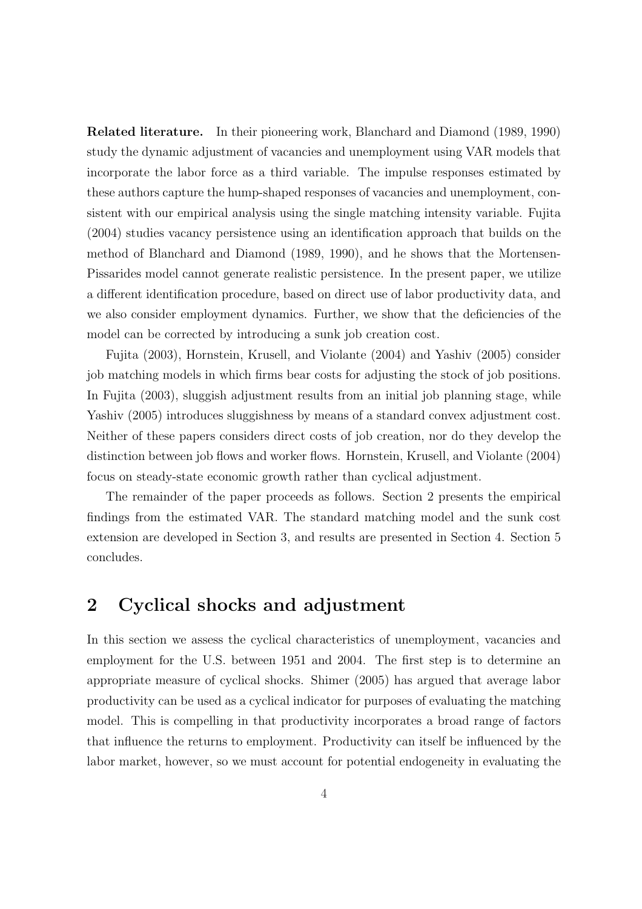**Related literature.** In their pioneering work, Blanchard and Diamond (1989, 1990) study the dynamic adjustment of vacancies and unemployment using VAR models that incorporate the labor force as a third variable. The impulse responses estimated by these authors capture the hump-shaped responses of vacancies and unemployment, consistent with our empirical analysis using the single matching intensity variable. Fujita (2004) studies vacancy persistence using an identification approach that builds on the method of Blanchard and Diamond (1989, 1990), and he shows that the Mortensen-Pissarides model cannot generate realistic persistence. In the present paper, we utilize a different identification procedure, based on direct use of labor productivity data, and we also consider employment dynamics. Further, we show that the deficiencies of the model can be corrected by introducing a sunk job creation cost.

Fujita (2003), Hornstein, Krusell, and Violante (2004) and Yashiv (2005) consider job matching models in which firms bear costs for adjusting the stock of job positions. In Fujita (2003), sluggish adjustment results from an initial job planning stage, while Yashiv (2005) introduces sluggishness by means of a standard convex adjustment cost. Neither of these papers considers direct costs of job creation, nor do they develop the distinction between job flows and worker flows. Hornstein, Krusell, and Violante (2004) focus on steady-state economic growth rather than cyclical adjustment.

The remainder of the paper proceeds as follows. Section 2 presents the empirical findings from the estimated VAR. The standard matching model and the sunk cost extension are developed in Section 3, and results are presented in Section 4. Section 5 concludes.

## 2 Cyclical shocks and adjustment

In this section we assess the cyclical characteristics of unemployment, vacancies and employment for the U.S. between 1951 and 2004. The first step is to determine an appropriate measure of cyclical shocks. Shimer (2005) has argued that average labor productivity can be used as a cyclical indicator for purposes of evaluating the matching model. This is compelling in that productivity incorporates a broad range of factors that influence the returns to employment. Productivity can itself be influenced by the labor market, however, so we must account for potential endogeneity in evaluating the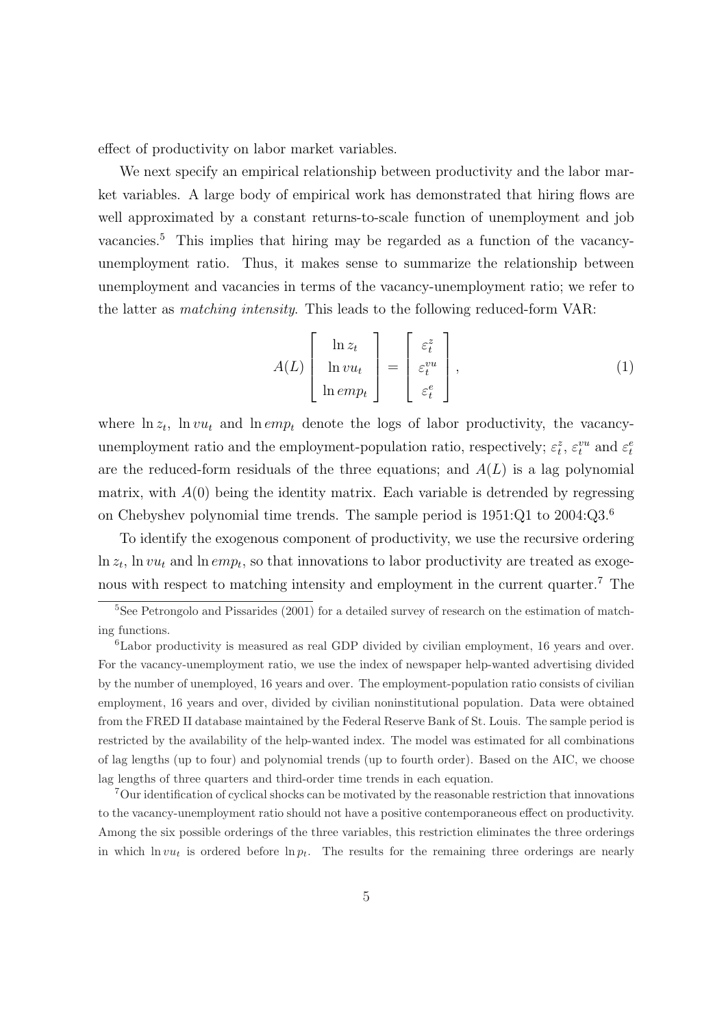effect of productivity on labor market variables.

We next specify an empirical relationship between productivity and the labor market variables. A large body of empirical work has demonstrated that hiring flows are well approximated by a constant returns-to-scale function of unemployment and job vacancies.[5] This implies that hiring may be regarded as a function of the vacancy-unemployment ratio. Thus, it makes sense to summarize the relationship between unemployment and vacancies in terms of the vacancy-unemployment ratio; we refer to the latter as *matching intensity*. This leads to the following reduced-form VAR:

$$A(L)\begin{bmatrix} \ln z_t \\ \ln vu_t \\ \ln emp_t \end{bmatrix} = \begin{bmatrix} \varepsilon_t^z \\ \varepsilon_t^{vu} \\ \varepsilon_t^e \end{bmatrix}, \tag{1}$$

where $\ln z_t$, $\ln vu_t$ and $\ln emp_t$ denote the logs of labor productivity, the vacancy-unemployment ratio and the employment-population ratio, respectively; $\varepsilon_t^z$, $\varepsilon_t^{vu}$ and $\varepsilon_t^e$ are the reduced-form residuals of the three equations; and $A(L)$ is a lag polynomial matrix, with $A(0)$ being the identity matrix. Each variable is detrended by regressing on Chebyshev polynomial time trends. The sample period is 1951:Q1 to 2004:Q3.[6]

To identify the exogenous component of productivity, we use the recursive ordering $\ln z_t$, $\ln vu_t$ and $\ln emp_t$, so that innovations to labor productivity are treated as exogenous with respect to matching intensity and employment in the current quarter.[7] The

[5] See Petrongolo and Pissarides (2001) for a detailed survey of research on the estimation of matching functions.

[6] Labor productivity is measured as real GDP divided by civilian employment, 16 years and over. For the vacancy-unemployment ratio, we use the index of newspaper help-wanted advertising divided by the number of unemployed, 16 years and over. The employment-population ratio consists of civilian employment, 16 years and over, divided by civilian noninstitutional population. Data were obtained from the FRED II database maintained by the Federal Reserve Bank of St. Louis. The sample period is restricted by the availability of the help-wanted index. The model was estimated for all combinations of lag lengths (up to four) and polynomial trends (up to fourth order). Based on the AIC, we choose lag lengths of three quarters and third-order time trends in each equation.

[7] Our identification of cyclical shocks can be motivated by the reasonable restriction that innovations to the vacancy-unemployment ratio should not have a positive contemporaneous effect on productivity. Among the six possible orderings of the three variables, this restriction eliminates the three orderings in which $\ln vu_t$ is ordered before $\ln p_t$. The results for the remaining three orderings are nearly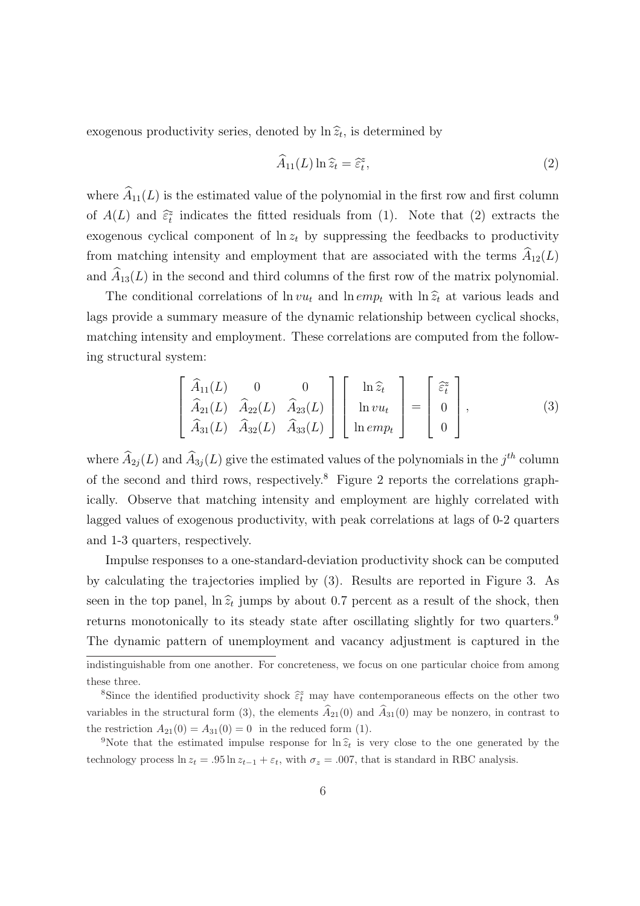exogenous productivity series, denoted by $\ln \widehat{z}_t$, is determined by

$$\widehat{A}_{11}(L) \ln \widehat{z}_t = \widehat{\varepsilon}_t^z, \tag{2}$$

where $\widehat{A}_{11}(L)$ is the estimated value of the polynomial in the first row and first column of $A(L)$ and $\widehat{\varepsilon}_t^z$ indicates the fitted residuals from (1). Note that (2) extracts the exogenous cyclical component of $\ln z_t$ by suppressing the feedbacks to productivity from matching intensity and employment that are associated with the terms $\widehat{A}_{12}(L)$ and $\widehat{A}_{13}(L)$ in the second and third columns of the first row of the matrix polynomial.

The conditional correlations of $\ln vu_t$ and $\ln emp_t$ with $\ln \widehat{z}_t$ at various leads and lags provide a summary measure of the dynamic relationship between cyclical shocks, matching intensity and employment. These correlations are computed from the following structural system:

$$\begin{bmatrix} \widehat{A}_{11}(L) & 0 & 0 \\ \widehat{A}_{21}(L) & \widehat{A}_{22}(L) & \widehat{A}_{23}(L) \\ \widehat{A}_{31}(L) & \widehat{A}_{32}(L) & \widehat{A}_{33}(L) \end{bmatrix} \begin{bmatrix} \ln \widehat{z}_t \\ \ln vu_t \\ \ln emp_t \end{bmatrix} = \begin{bmatrix} \widehat{\varepsilon}_t^z \\ 0 \\ 0 \end{bmatrix}, \tag{3}$$

where $\widehat{A}_{2j}(L)$ and $\widehat{A}_{3j}(L)$ give the estimated values of the polynomials in the $j^{th}$ column of the second and third rows, respectively.[8] Figure 2 reports the correlations graphically. Observe that matching intensity and employment are highly correlated with lagged values of exogenous productivity, with peak correlations at lags of 0-2 quarters and 1-3 quarters, respectively.

Impulse responses to a one-standard-deviation productivity shock can be computed by calculating the trajectories implied by (3). Results are reported in Figure 3. As seen in the top panel, $\ln \widehat{z}_t$ jumps by about 0.7 percent as a result of the shock, then returns monotonically to its steady state after oscillating slightly for two quarters.[9] The dynamic pattern of unemployment and vacancy adjustment is captured in the

indistinguishable from one another. For concreteness, we focus on one particular choice from among these three.

[8] Since the identified productivity shock $\widehat{\varepsilon}_t^z$ may have contemporaneous effects on the other two variables in the structural form (3), the elements $\widehat{A}_{21}(0)$ and $\widehat{A}_{31}(0)$ may be nonzero, in contrast to the restriction $A_{21}(0) = A_{31}(0) = 0$ in the reduced form (1).

[9] Note that the estimated impulse response for $\ln \widehat{z}_t$ is very close to the one generated by the technology process $\ln z_t = .95 \ln z_{t-1} + \varepsilon_t$, with $\sigma_z = .007$, that is standard in RBC analysis.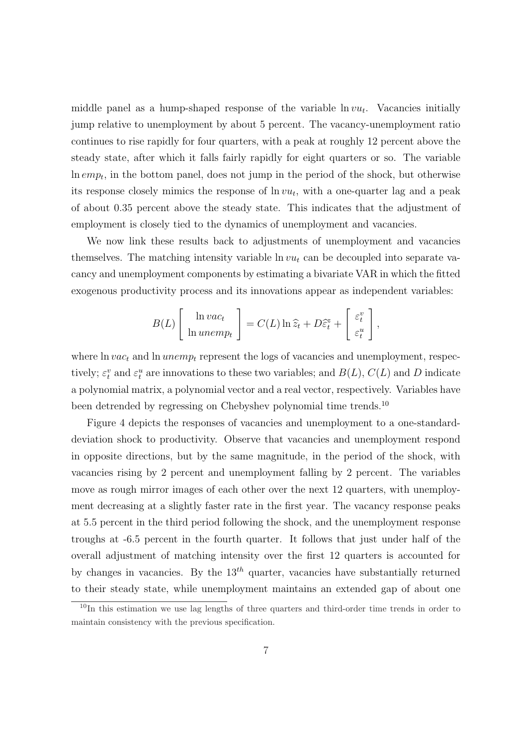middle panel as a hump-shaped response of the variable $\ln vu_t$. Vacancies initially jump relative to unemployment by about 5 percent. The vacancy-unemployment ratio continues to rise rapidly for four quarters, with a peak at roughly 12 percent above the steady state, after which it falls fairly rapidly for eight quarters or so. The variable $\ln emp_t$, in the bottom panel, does not jump in the period of the shock, but otherwise its response closely mimics the response of $\ln vu_t$, with a one-quarter lag and a peak of about 0.35 percent above the steady state. This indicates that the adjustment of employment is closely tied to the dynamics of unemployment and vacancies.

We now link these results back to adjustments of unemployment and vacancies themselves. The matching intensity variable $\ln vu_t$ can be decoupled into separate vacancy and unemployment components by estimating a bivariate VAR in which the fitted exogenous productivity process and its innovations appear as independent variables:

$$B(L)\begin{bmatrix} \ln vac_t \\ \ln unemp_t \end{bmatrix} = C(L)\ln \widehat{z}_t + D\widehat{\varepsilon}_t^z + \begin{bmatrix} \varepsilon_t^v \\ \varepsilon_t^u \end{bmatrix},$$

where $\ln vac_t$ and $\ln unemp_t$ represent the logs of vacancies and unemployment, respectively; $\varepsilon_t^v$ and $\varepsilon_t^u$ are innovations to these two variables; and $B(L)$, $C(L)$ and $D$ indicate a polynomial matrix, a polynomial vector and a real vector, respectively. Variables have been detrended by regressing on Chebyshev polynomial time trends.[10]

Figure 4 depicts the responses of vacancies and unemployment to a one-standard-deviation shock to productivity. Observe that vacancies and unemployment respond in opposite directions, but by the same magnitude, in the period of the shock, with vacancies rising by 2 percent and unemployment falling by 2 percent. The variables move as rough mirror images of each other over the next 12 quarters, with unemployment decreasing at a slightly faster rate in the first year. The vacancy response peaks at 5.5 percent in the third period following the shock, and the unemployment response troughs at -6.5 percent in the fourth quarter. It follows that just under half of the overall adjustment of matching intensity over the first 12 quarters is accounted for by changes in vacancies. By the $13^{th}$ quarter, vacancies have substantially returned to their steady state, while unemployment maintains an extended gap of about one

[10] In this estimation we use lag lengths of three quarters and third-order time trends in order to maintain consistency with the previous specification.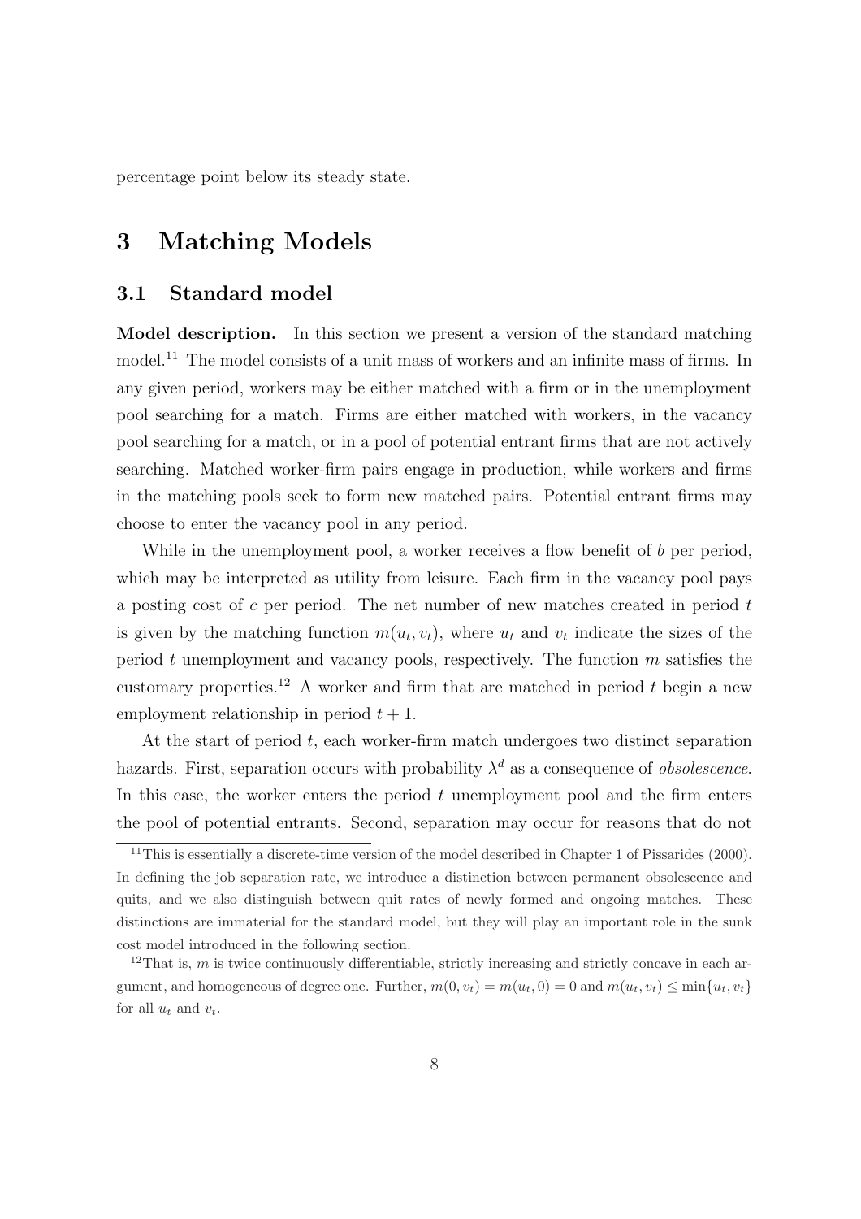percentage point below its steady state.

# 3 Matching Models

## 3.1 Standard model

**Model description.** In this section we present a version of the standard matching model.[11] The model consists of a unit mass of workers and an infinite mass of firms. In any given period, workers may be either matched with a firm or in the unemployment pool searching for a match. Firms are either matched with workers, in the vacancy pool searching for a match, or in a pool of potential entrant firms that are not actively searching. Matched worker-firm pairs engage in production, while workers and firms in the matching pools seek to form new matched pairs. Potential entrant firms may choose to enter the vacancy pool in any period.

While in the unemployment pool, a worker receives a flow benefit of $b$ per period, which may be interpreted as utility from leisure. Each firm in the vacancy pool pays a posting cost of $c$ per period. The net number of new matches created in period $t$ is given by the matching function $m(u_t, v_t)$, where $u_t$ and $v_t$ indicate the sizes of the period $t$ unemployment and vacancy pools, respectively. The function $m$ satisfies the customary properties.[12] A worker and firm that are matched in period $t$ begin a new employment relationship in period $t+1$.

At the start of period $t$, each worker-firm match undergoes two distinct separation hazards. First, separation occurs with probability $\lambda^d$ as a consequence of *obsolescence*. In this case, the worker enters the period $t$ unemployment pool and the firm enters the pool of potential entrants. Second, separation may occur for reasons that do not

[11] This is essentially a discrete-time version of the model described in Chapter 1 of Pissarides (2000). In defining the job separation rate, we introduce a distinction between permanent obsolescence and quits, and we also distinguish between quit rates of newly formed and ongoing matches. These distinctions are immaterial for the standard model, but they will play an important role in the sunk cost model introduced in the following section.

[12] That is, $m$ is twice continuously differentiable, strictly increasing and strictly concave in each argument, and homogeneous of degree one. Further, $m(0, v_t) = m(u_t, 0) = 0$ and $m(u_t, v_t) \leq \min\{u_t, v_t\}$ for all $u_t$ and $v_t$.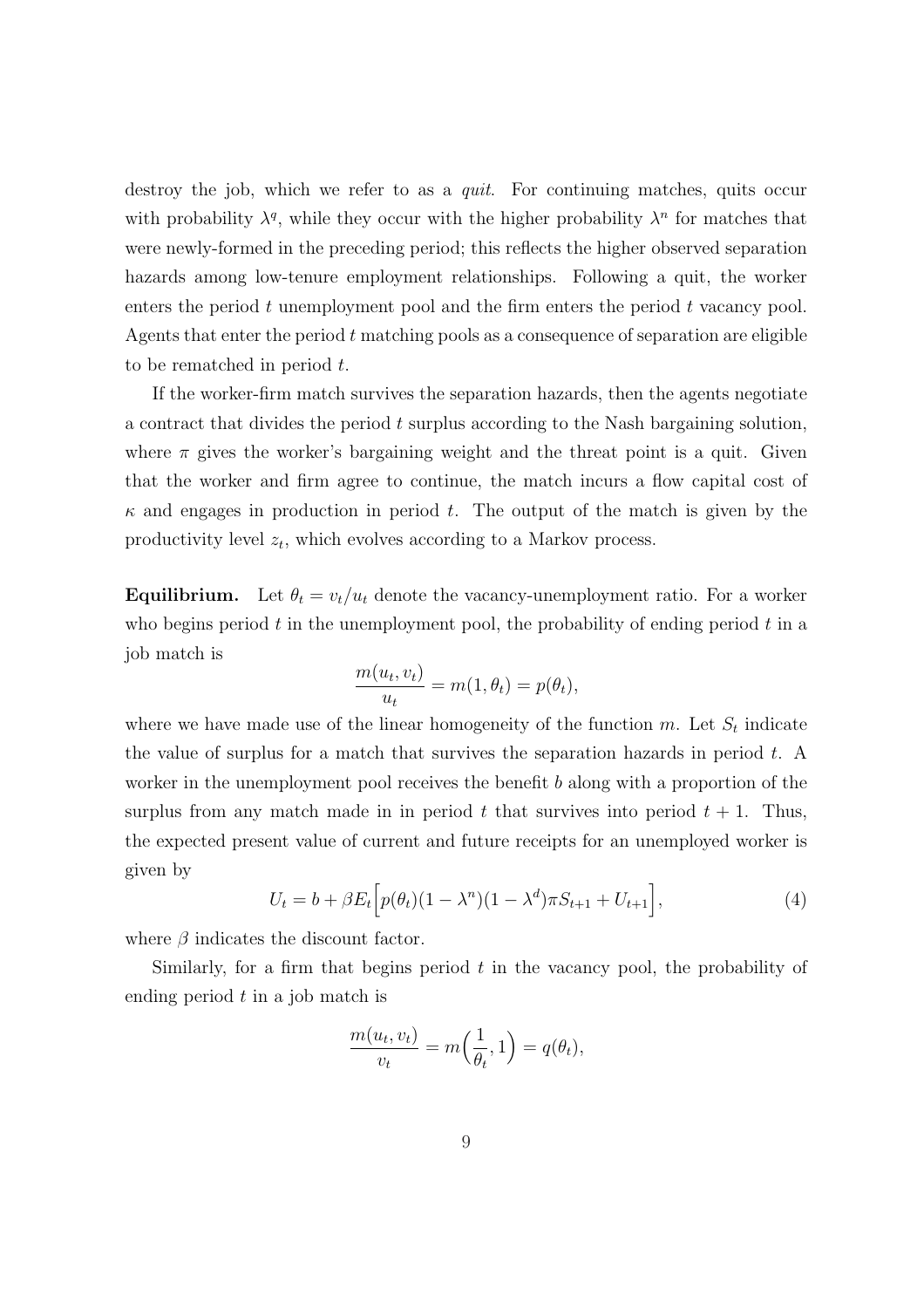destroy the job, which we refer to as a *quit*. For continuing matches, quits occur with probability $\lambda^q$, while they occur with the higher probability $\lambda^n$ for matches that were newly-formed in the preceding period; this reflects the higher observed separation hazards among low-tenure employment relationships. Following a quit, the worker enters the period $t$ unemployment pool and the firm enters the period $t$ vacancy pool. Agents that enter the period $t$ matching pools as a consequence of separation are eligible to be rematched in period $t$.

If the worker-firm match survives the separation hazards, then the agents negotiate a contract that divides the period $t$ surplus according to the Nash bargaining solution, where $\pi$ gives the worker's bargaining weight and the threat point is a quit. Given that the worker and firm agree to continue, the match incurs a flow capital cost of $\kappa$ and engages in production in period $t$. The output of the match is given by the productivity level $z_t$, which evolves according to a Markov process.

**Equilibrium.** Let $\theta_t = v_t/u_t$ denote the vacancy-unemployment ratio. For a worker who begins period $t$ in the unemployment pool, the probability of ending period $t$ in a job match is

$$\frac{m(u_t, v_t)}{u_t} = m(1, \theta_t) = p(\theta_t),$$

where we have made use of the linear homogeneity of the function $m$. Let $S_t$ indicate the value of surplus for a match that survives the separation hazards in period $t$. A worker in the unemployment pool receives the benefit $b$ along with a proportion of the surplus from any match made in in period $t$ that survives into period $t + 1$. Thus, the expected present value of current and future receipts for an unemployed worker is given by

$$U_t = b + \beta E_t \Big[ p(\theta_t)(1 - \lambda^n)(1 - \lambda^d)\pi S_{t+1} + U_{t+1} \Big], \tag{4}$$

where $\beta$ indicates the discount factor.

Similarly, for a firm that begins period $t$ in the vacancy pool, the probability of ending period $t$ in a job match is

$$\frac{m(u_t, v_t)}{v_t} = m\Big(\frac{1}{\theta_t}, 1\Big) = q(\theta_t),$$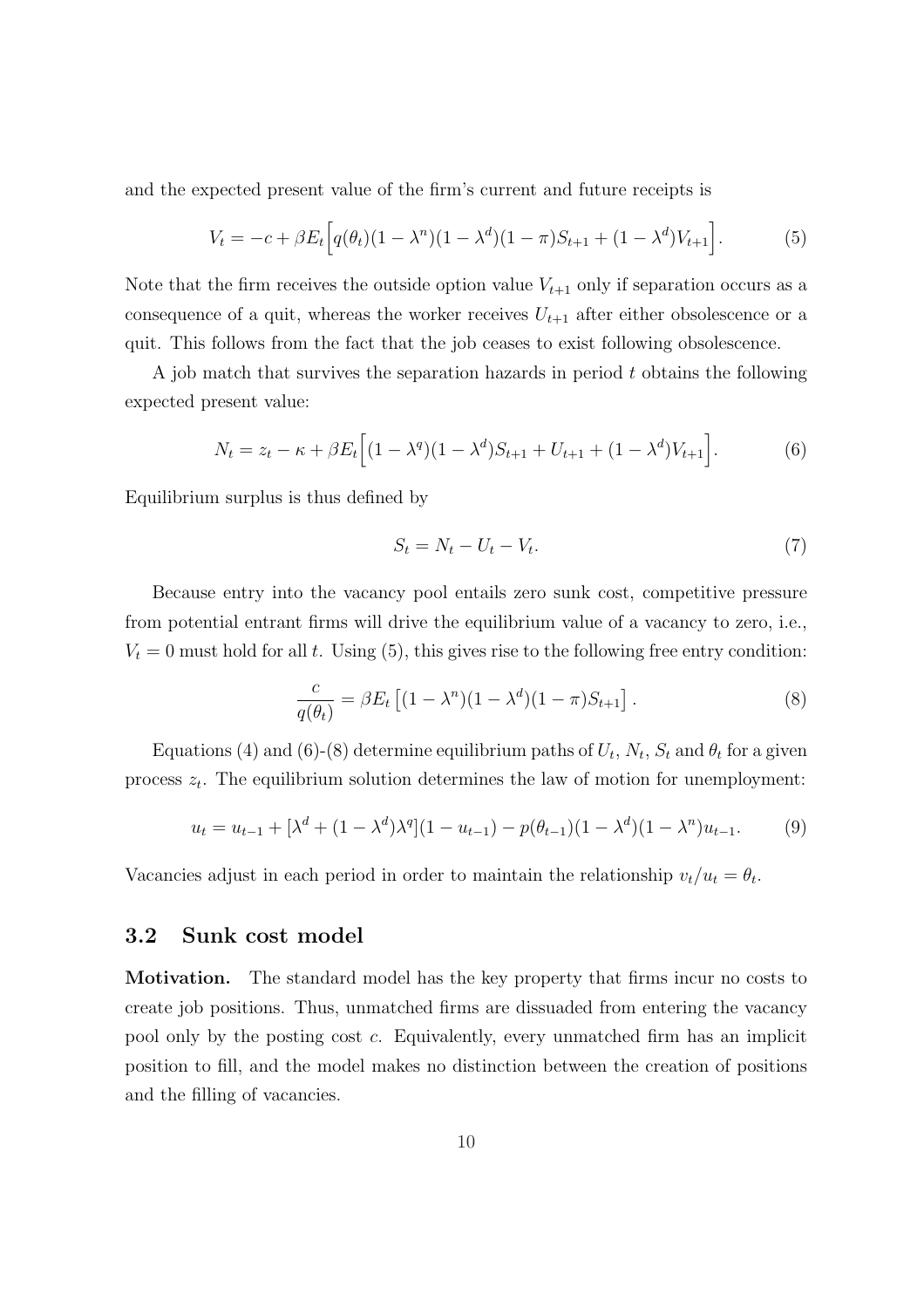and the expected present value of the firm's current and future receipts is

$$V_t = -c + \beta E_t \Big[ q(\theta_t)(1-\lambda^n)(1-\lambda^d)(1-\pi)S_{t+1} + (1-\lambda^d)V_{t+1} \Big]. \tag{5}$$

Note that the firm receives the outside option value $V_{t+1}$ only if separation occurs as a consequence of a quit, whereas the worker receives $U_{t+1}$ after either obsolescence or a quit. This follows from the fact that the job ceases to exist following obsolescence.

A job match that survives the separation hazards in period $t$ obtains the following expected present value:

$$N_t = z_t - \kappa + \beta E_t \Big[ (1-\lambda^q)(1-\lambda^d)S_{t+1} + U_{t+1} + (1-\lambda^d)V_{t+1} \Big]. \tag{6}$$

Equilibrium surplus is thus defined by

$$S_t = N_t - U_t - V_t. \tag{7}$$

Because entry into the vacancy pool entails zero sunk cost, competitive pressure from potential entrant firms will drive the equilibrium value of a vacancy to zero, i.e., $V_t = 0$ must hold for all $t$. Using (5), this gives rise to the following free entry condition:

$$\frac{c}{q(\theta_t)} = \beta E_t \left[ (1-\lambda^n)(1-\lambda^d)(1-\pi)S_{t+1} \right]. \tag{8}$$

Equations (4) and (6)-(8) determine equilibrium paths of $U_t$, $N_t$, $S_t$ and $\theta_t$ for a given process $z_t$. The equilibrium solution determines the law of motion for unemployment:

$$u_t = u_{t-1} + [\lambda^d + (1-\lambda^d)\lambda^q](1-u_{t-1}) - p(\theta_{t-1})(1-\lambda^d)(1-\lambda^n)u_{t-1}. \tag{9}$$

Vacancies adjust in each period in order to maintain the relationship $v_t/u_t = \theta_t$.

## 3.2 Sunk cost model

**Motivation.** The standard model has the key property that firms incur no costs to create job positions. Thus, unmatched firms are dissuaded from entering the vacancy pool only by the posting cost $c$. Equivalently, every unmatched firm has an implicit position to fill, and the model makes no distinction between the creation of positions and the filling of vacancies.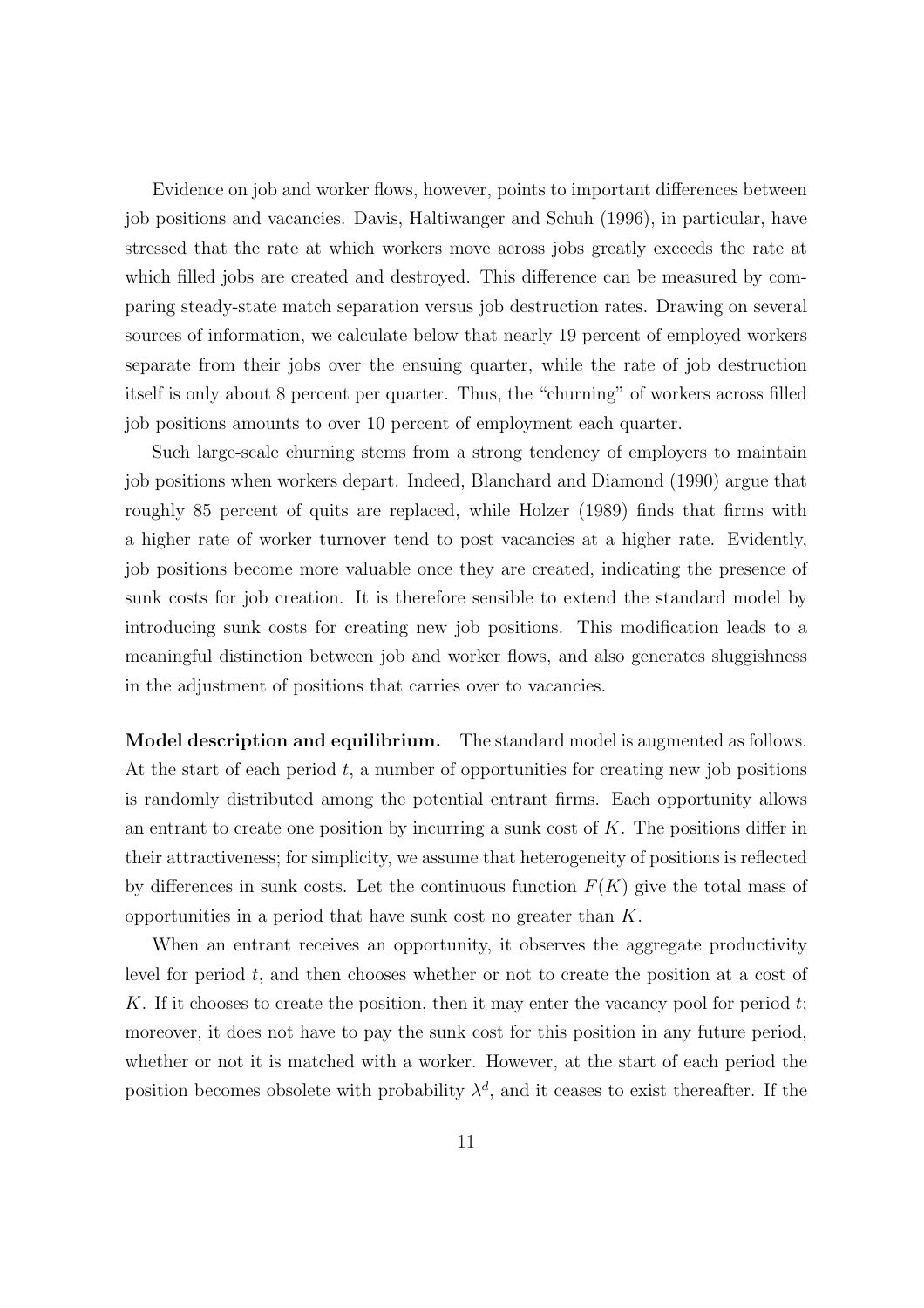Evidence on job and worker flows, however, points to important differences between job positions and vacancies. Davis, Haltiwanger and Schuh (1996), in particular, have stressed that the rate at which workers move across jobs greatly exceeds the rate at which filled jobs are created and destroyed. This difference can be measured by comparing steady-state match separation versus job destruction rates. Drawing on several sources of information, we calculate below that nearly 19 percent of employed workers separate from their jobs over the ensuing quarter, while the rate of job destruction itself is only about 8 percent per quarter. Thus, the "churning" of workers across filled job positions amounts to over 10 percent of employment each quarter.

Such large-scale churning stems from a strong tendency of employers to maintain job positions when workers depart. Indeed, Blanchard and Diamond (1990) argue that roughly 85 percent of quits are replaced, while Holzer (1989) finds that firms with a higher rate of worker turnover tend to post vacancies at a higher rate. Evidently, job positions become more valuable once they are created, indicating the presence of sunk costs for job creation. It is therefore sensible to extend the standard model by introducing sunk costs for creating new job positions. This modification leads to a meaningful distinction between job and worker flows, and also generates sluggishness in the adjustment of positions that carries over to vacancies.

**Model description and equilibrium.** The standard model is augmented as follows. At the start of each period $t$, a number of opportunities for creating new job positions is randomly distributed among the potential entrant firms. Each opportunity allows an entrant to create one position by incurring a sunk cost of $K$. The positions differ in their attractiveness; for simplicity, we assume that heterogeneity of positions is reflected by differences in sunk costs. Let the continuous function $F(K)$ give the total mass of opportunities in a period that have sunk cost no greater than $K$.

When an entrant receives an opportunity, it observes the aggregate productivity level for period $t$, and then chooses whether or not to create the position at a cost of $K$. If it chooses to create the position, then it may enter the vacancy pool for period $t$; moreover, it does not have to pay the sunk cost for this position in any future period, whether or not it is matched with a worker. However, at the start of each period the position becomes obsolete with probability $\lambda^d$, and it ceases to exist thereafter. If the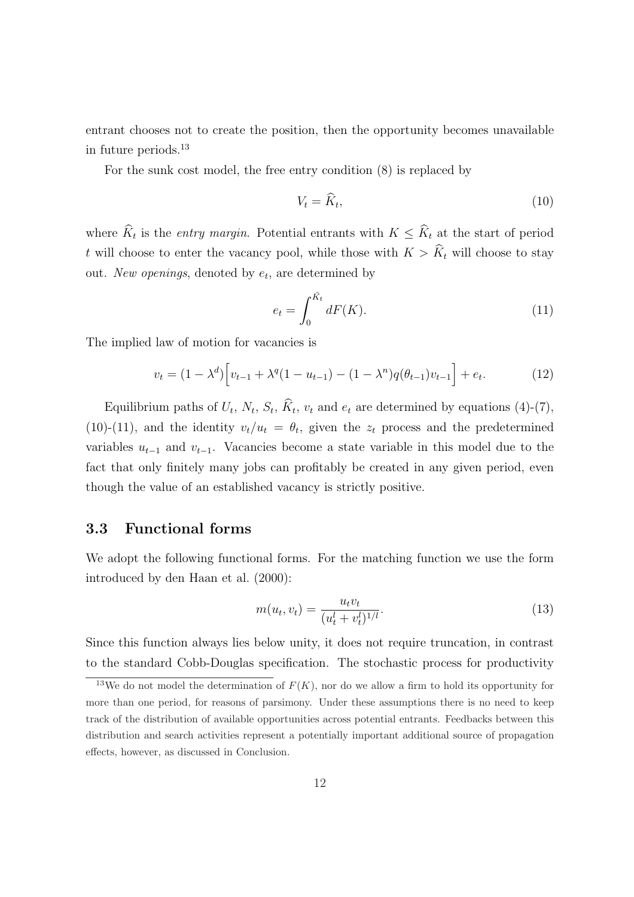entrant chooses not to create the position, then the opportunity becomes unavailable in future periods.[13]

For the sunk cost model, the free entry condition (8) is replaced by

$$V_t = \widehat{K}_t, \tag{10}$$

where $\widehat{K}_t$ is the *entry margin*. Potential entrants with $K \leq \widehat{K}_t$ at the start of period $t$ will choose to enter the vacancy pool, while those with $K > \widehat{K}_t$ will choose to stay out. *New openings*, denoted by $e_t$, are determined by

$$e_t = \int_0^{\hat{K}_t} dF(K). \tag{11}$$

The implied law of motion for vacancies is

$$v_t = (1 - \lambda^d)\Big[v_{t-1} + \lambda^q(1 - u_{t-1}) - (1 - \lambda^n)q(\theta_{t-1})v_{t-1}\Big] + e_t. \tag{12}$$

Equilibrium paths of $U_t$, $N_t$, $S_t$, $\widehat{K}_t$, $v_t$ and $e_t$ are determined by equations (4)-(7), (10)-(11), and the identity $v_t/u_t = \theta_t$, given the $z_t$ process and the predetermined variables $u_{t-1}$ and $v_{t-1}$. Vacancies become a state variable in this model due to the fact that only finitely many jobs can profitably be created in any given period, even though the value of an established vacancy is strictly positive.

### 3.3 Functional forms

We adopt the following functional forms. For the matching function we use the form introduced by den Haan et al. (2000):

$$m(u_t, v_t) = \frac{u_t v_t}{(u_t^l + v_t^l)^{1/l}}. \tag{13}$$

Since this function always lies below unity, it does not require truncation, in contrast to the standard Cobb-Douglas specification. The stochastic process for productivity

[13] We do not model the determination of $F(K)$, nor do we allow a firm to hold its opportunity for more than one period, for reasons of parsimony. Under these assumptions there is no need to keep track of the distribution of available opportunities across potential entrants. Feedbacks between this distribution and search activities represent a potentially important additional source of propagation effects, however, as discussed in Conclusion.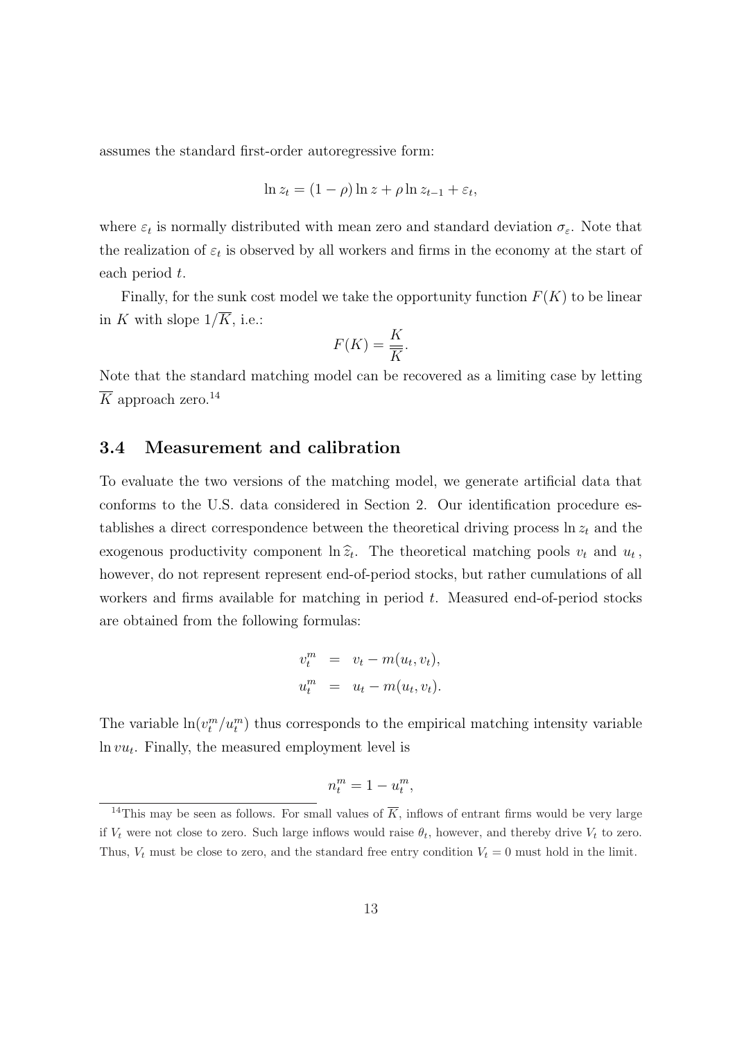assumes the standard first-order autoregressive form:

$$\ln z_t = (1 - \rho) \ln z + \rho \ln z_{t-1} + \varepsilon_t,$$

where $\varepsilon_t$ is normally distributed with mean zero and standard deviation $\sigma_\varepsilon$. Note that the realization of $\varepsilon_t$ is observed by all workers and firms in the economy at the start of each period $t$.

Finally, for the sunk cost model we take the opportunity function $F(K)$ to be linear in $K$ with slope $1/\overline{K}$, i.e.:

$$F(K) = \frac{K}{\overline{K}}.$$

Note that the standard matching model can be recovered as a limiting case by letting $\overline{K}$ approach zero.[14]

### 3.4 Measurement and calibration

To evaluate the two versions of the matching model, we generate artificial data that conforms to the U.S. data considered in Section 2. Our identification procedure establishes a direct correspondence between the theoretical driving process $\ln z_t$ and the exogenous productivity component $\ln \widehat{z}_t$. The theoretical matching pools $v_t$ and $u_t$, however, do not represent represent end-of-period stocks, but rather cumulations of all workers and firms available for matching in period $t$. Measured end-of-period stocks are obtained from the following formulas:

$$\begin{aligned} v_t^m &= v_t - m(u_t, v_t), \\ u_t^m &= u_t - m(u_t, v_t). \end{aligned}$$

The variable $\ln(v_t^m / u_t^m)$ thus corresponds to the empirical matching intensity variable $\ln vu_t$. Finally, the measured employment level is

$$n_t^m = 1 - u_t^m,$$

[14] This may be seen as follows. For small values of $\overline{K}$, inflows of entrant firms would be very large if $V_t$ were not close to zero. Such large inflows would raise $\theta_t$, however, and thereby drive $V_t$ to zero. Thus, $V_t$ must be close to zero, and the standard free entry condition $V_t = 0$ must hold in the limit.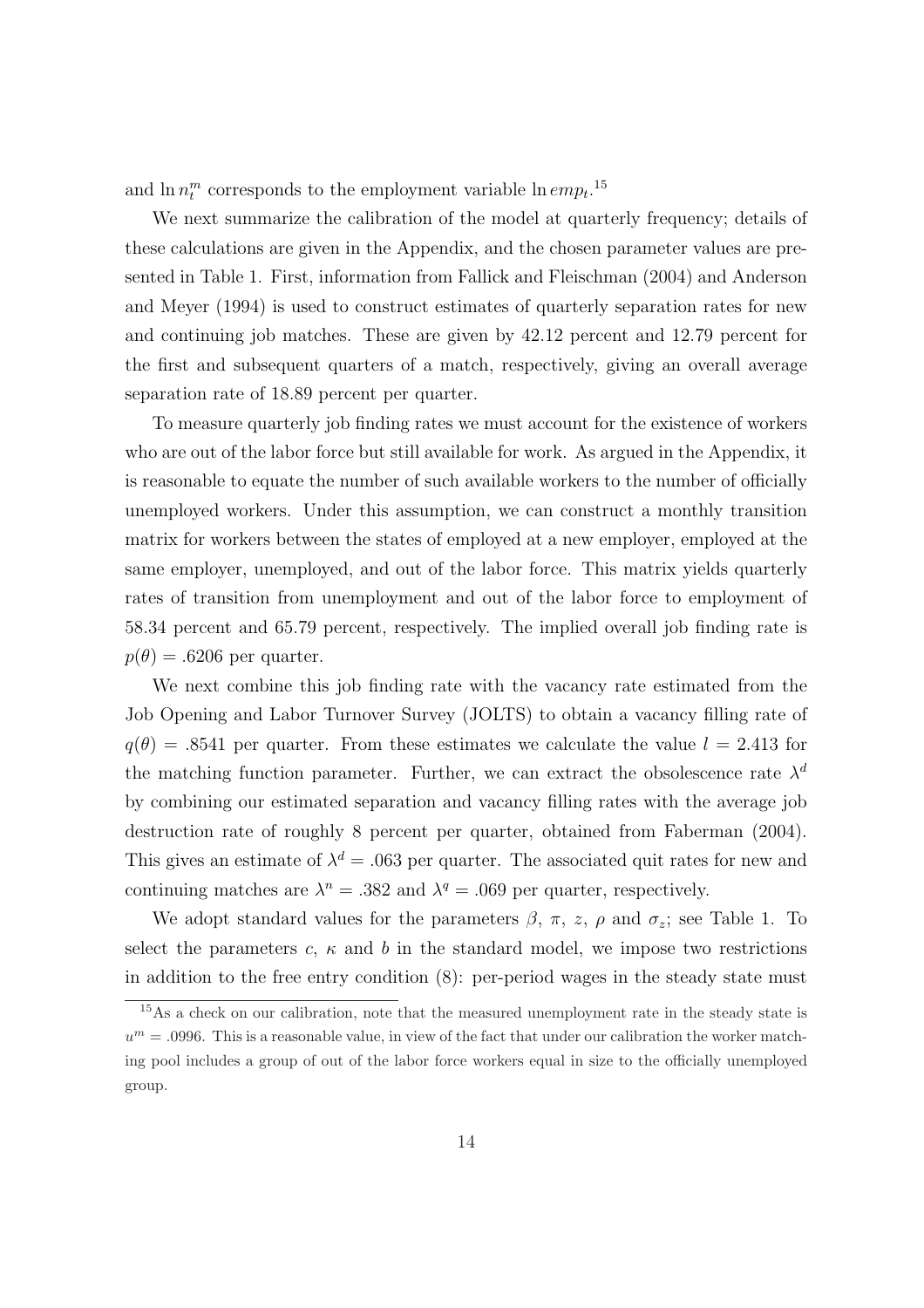and $\ln n_t^m$ corresponds to the employment variable $\ln emp_t$.[15]

We next summarize the calibration of the model at quarterly frequency; details of these calculations are given in the Appendix, and the chosen parameter values are presented in Table 1. First, information from Fallick and Fleischman (2004) and Anderson and Meyer (1994) is used to construct estimates of quarterly separation rates for new and continuing job matches. These are given by 42.12 percent and 12.79 percent for the first and subsequent quarters of a match, respectively, giving an overall average separation rate of 18.89 percent per quarter.

To measure quarterly job finding rates we must account for the existence of workers who are out of the labor force but still available for work. As argued in the Appendix, it is reasonable to equate the number of such available workers to the number of officially unemployed workers. Under this assumption, we can construct a monthly transition matrix for workers between the states of employed at a new employer, employed at the same employer, unemployed, and out of the labor force. This matrix yields quarterly rates of transition from unemployment and out of the labor force to employment of 58.34 percent and 65.79 percent, respectively. The implied overall job finding rate is $p(\theta) = .6206$ per quarter.

We next combine this job finding rate with the vacancy rate estimated from the Job Opening and Labor Turnover Survey (JOLTS) to obtain a vacancy filling rate of $q(\theta) = .8541$ per quarter. From these estimates we calculate the value $l = 2.413$ for the matching function parameter. Further, we can extract the obsolescence rate $\lambda^d$ by combining our estimated separation and vacancy filling rates with the average job destruction rate of roughly 8 percent per quarter, obtained from Faberman (2004). This gives an estimate of $\lambda^d = .063$ per quarter. The associated quit rates for new and continuing matches are $\lambda^n = .382$ and $\lambda^q = .069$ per quarter, respectively.

We adopt standard values for the parameters $\beta$, $\pi$, $z$, $\rho$ and $\sigma_z$; see Table 1. To select the parameters $c$, $\kappa$ and $b$ in the standard model, we impose two restrictions in addition to the free entry condition (8): per-period wages in the steady state must

[15] As a check on our calibration, note that the measured unemployment rate in the steady state is $u^m = .0996$. This is a reasonable value, in view of the fact that under our calibration the worker matching pool includes a group of out of the labor force workers equal in size to the officially unemployed group.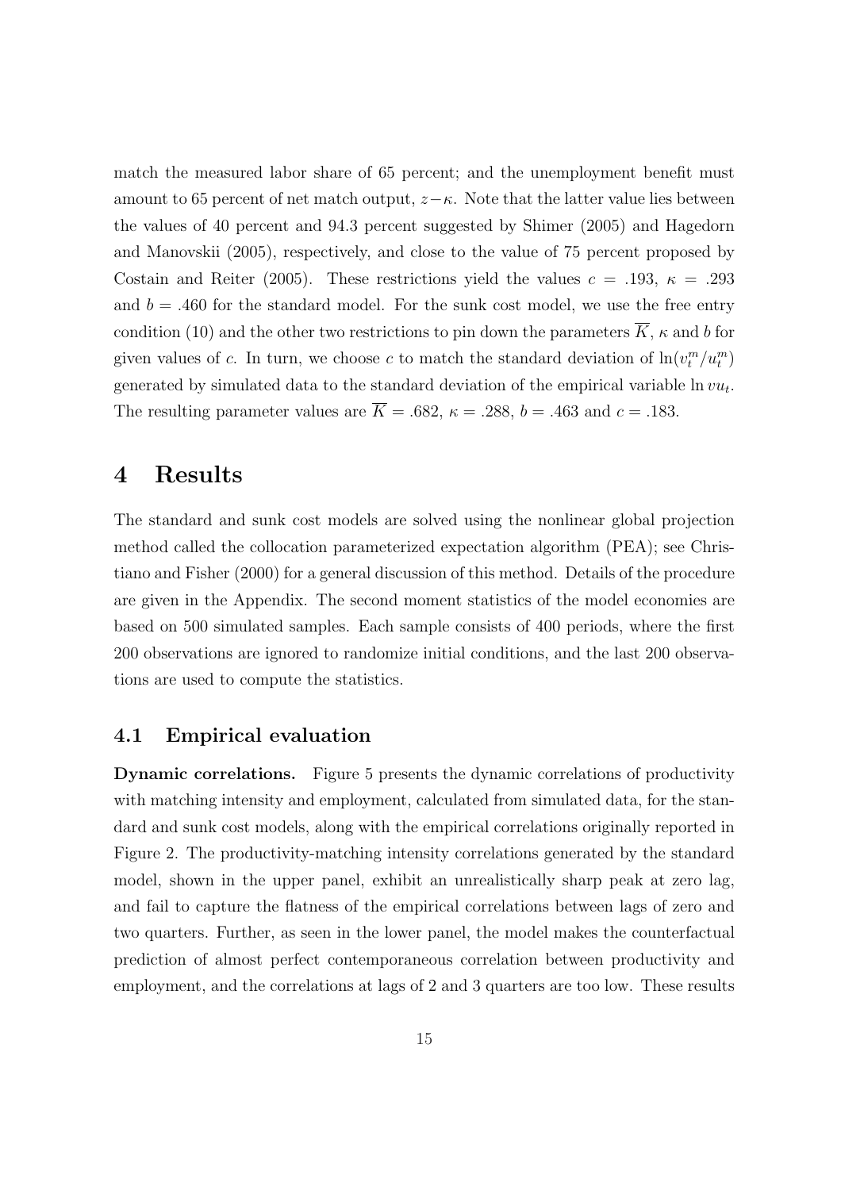match the measured labor share of 65 percent; and the unemployment benefit must amount to 65 percent of net match output, $z - \kappa$. Note that the latter value lies between the values of 40 percent and 94.3 percent suggested by Shimer (2005) and Hagedorn and Manovskii (2005), respectively, and close to the value of 75 percent proposed by Costain and Reiter (2005). These restrictions yield the values $c = .193$, $\kappa = .293$ and $b = .460$ for the standard model. For the sunk cost model, we use the free entry condition (10) and the other two restrictions to pin down the parameters $\overline{K}$, $\kappa$ and $b$ for given values of $c$. In turn, we choose $c$ to match the standard deviation of $\ln(v_t^m/u_t^m)$ generated by simulated data to the standard deviation of the empirical variable $\ln vu_t$. The resulting parameter values are $\overline{K} = .682$, $\kappa = .288$, $b = .463$ and $c = .183$.

# 4 Results

The standard and sunk cost models are solved using the nonlinear global projection method called the collocation parameterized expectation algorithm (PEA); see Christiano and Fisher (2000) for a general discussion of this method. Details of the procedure are given in the Appendix. The second moment statistics of the model economies are based on 500 simulated samples. Each sample consists of 400 periods, where the first 200 observations are ignored to randomize initial conditions, and the last 200 observations are used to compute the statistics.

## 4.1 Empirical evaluation

**Dynamic correlations.** Figure 5 presents the dynamic correlations of productivity with matching intensity and employment, calculated from simulated data, for the standard and sunk cost models, along with the empirical correlations originally reported in Figure 2. The productivity-matching intensity correlations generated by the standard model, shown in the upper panel, exhibit an unrealistically sharp peak at zero lag, and fail to capture the flatness of the empirical correlations between lags of zero and two quarters. Further, as seen in the lower panel, the model makes the counterfactual prediction of almost perfect contemporaneous correlation between productivity and employment, and the correlations at lags of 2 and 3 quarters are too low. These results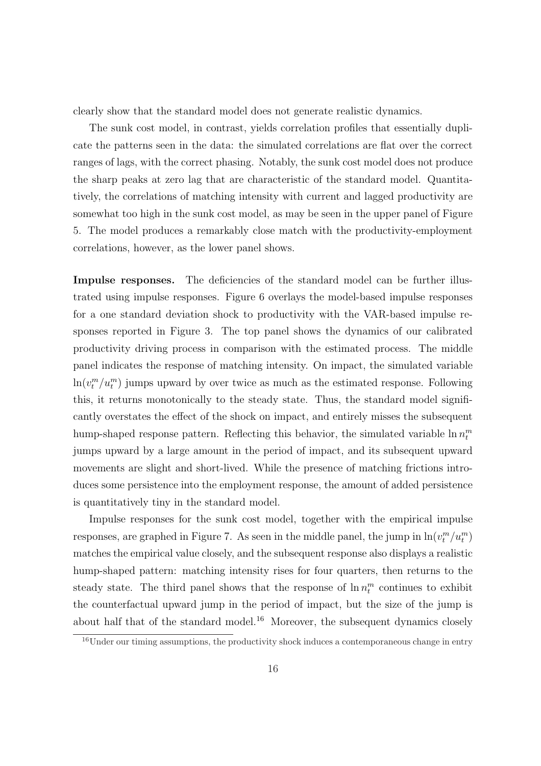clearly show that the standard model does not generate realistic dynamics.

The sunk cost model, in contrast, yields correlation profiles that essentially duplicate the patterns seen in the data: the simulated correlations are flat over the correct ranges of lags, with the correct phasing. Notably, the sunk cost model does not produce the sharp peaks at zero lag that are characteristic of the standard model. Quantitatively, the correlations of matching intensity with current and lagged productivity are somewhat too high in the sunk cost model, as may be seen in the upper panel of Figure 5. The model produces a remarkably close match with the productivity-employment correlations, however, as the lower panel shows.

**Impulse responses.** The deficiencies of the standard model can be further illustrated using impulse responses. Figure 6 overlays the model-based impulse responses for a one standard deviation shock to productivity with the VAR-based impulse responses reported in Figure 3. The top panel shows the dynamics of our calibrated productivity driving process in comparison with the estimated process. The middle panel indicates the response of matching intensity. On impact, the simulated variable $\ln(v_t^m/u_t^m)$ jumps upward by over twice as much as the estimated response. Following this, it returns monotonically to the steady state. Thus, the standard model significantly overstates the effect of the shock on impact, and entirely misses the subsequent hump-shaped response pattern. Reflecting this behavior, the simulated variable $\ln n_t^m$ jumps upward by a large amount in the period of impact, and its subsequent upward movements are slight and short-lived. While the presence of matching frictions introduces some persistence into the employment response, the amount of added persistence is quantitatively tiny in the standard model.

Impulse responses for the sunk cost model, together with the empirical impulse responses, are graphed in Figure 7. As seen in the middle panel, the jump in $\ln(v_t^m/u_t^m)$ matches the empirical value closely, and the subsequent response also displays a realistic hump-shaped pattern: matching intensity rises for four quarters, then returns to the steady state. The third panel shows that the response of $\ln n_t^m$ continues to exhibit the counterfactual upward jump in the period of impact, but the size of the jump is about half that of the standard model.[16] Moreover, the subsequent dynamics closely

[16] Under our timing assumptions, the productivity shock induces a contemporaneous change in entry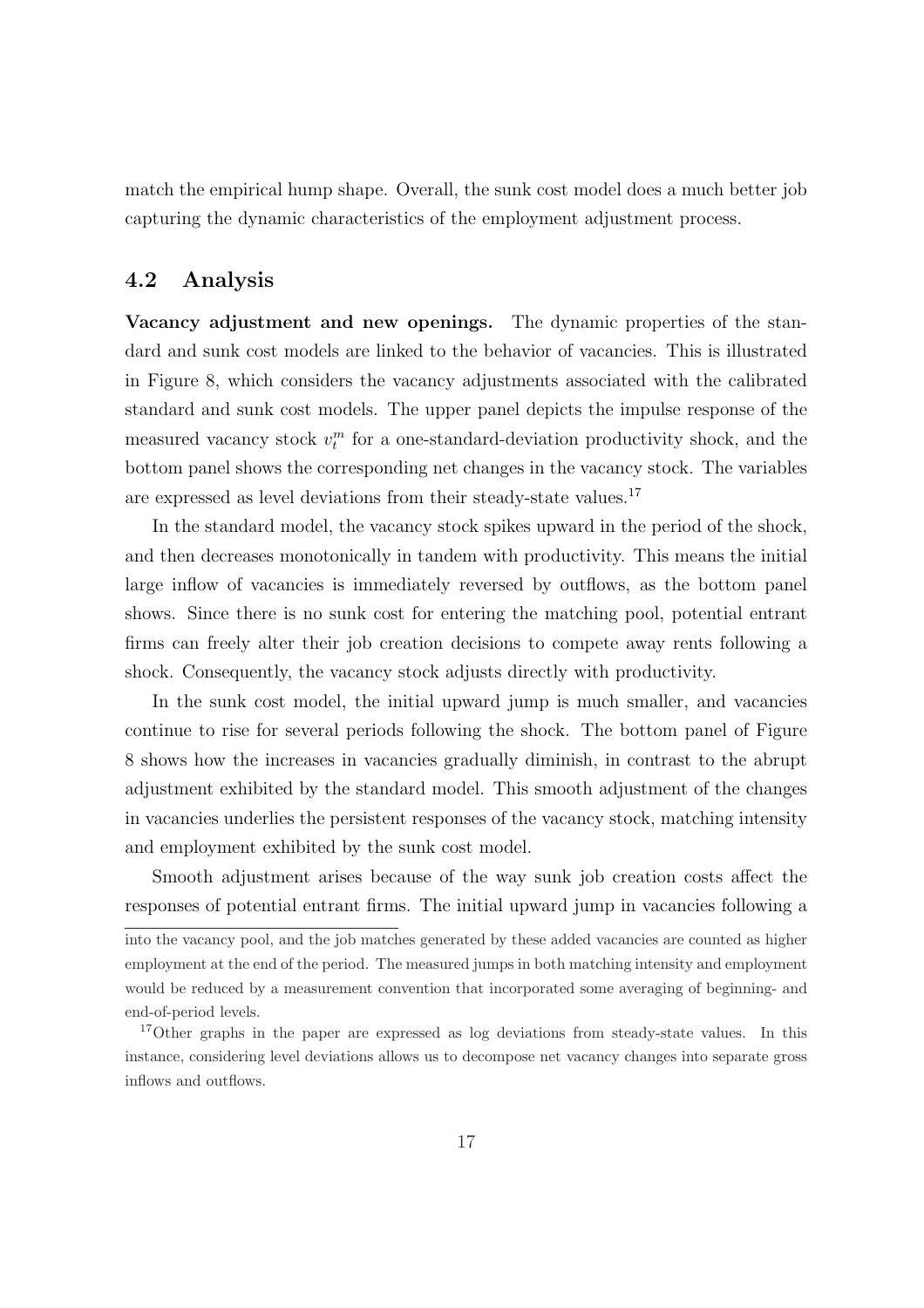match the empirical hump shape. Overall, the sunk cost model does a much better job capturing the dynamic characteristics of the employment adjustment process.

## 4.2 Analysis

**Vacancy adjustment and new openings.** The dynamic properties of the standard and sunk cost models are linked to the behavior of vacancies. This is illustrated in Figure 8, which considers the vacancy adjustments associated with the calibrated standard and sunk cost models. The upper panel depicts the impulse response of the measured vacancy stock $v_t^m$ for a one-standard-deviation productivity shock, and the bottom panel shows the corresponding net changes in the vacancy stock. The variables are expressed as level deviations from their steady-state values.[17]

In the standard model, the vacancy stock spikes upward in the period of the shock, and then decreases monotonically in tandem with productivity. This means the initial large inflow of vacancies is immediately reversed by outflows, as the bottom panel shows. Since there is no sunk cost for entering the matching pool, potential entrant firms can freely alter their job creation decisions to compete away rents following a shock. Consequently, the vacancy stock adjusts directly with productivity.

In the sunk cost model, the initial upward jump is much smaller, and vacancies continue to rise for several periods following the shock. The bottom panel of Figure 8 shows how the increases in vacancies gradually diminish, in contrast to the abrupt adjustment exhibited by the standard model. This smooth adjustment of the changes in vacancies underlies the persistent responses of the vacancy stock, matching intensity and employment exhibited by the sunk cost model.

Smooth adjustment arises because of the way sunk job creation costs affect the responses of potential entrant firms. The initial upward jump in vacancies following a

---

into the vacancy pool, and the job matches generated by these added vacancies are counted as higher employment at the end of the period. The measured jumps in both matching intensity and employment would be reduced by a measurement convention that incorporated some averaging of beginning- and end-of-period levels.

[17] Other graphs in the paper are expressed as log deviations from steady-state values. In this instance, considering level deviations allows us to decompose net vacancy changes into separate gross inflows and outflows.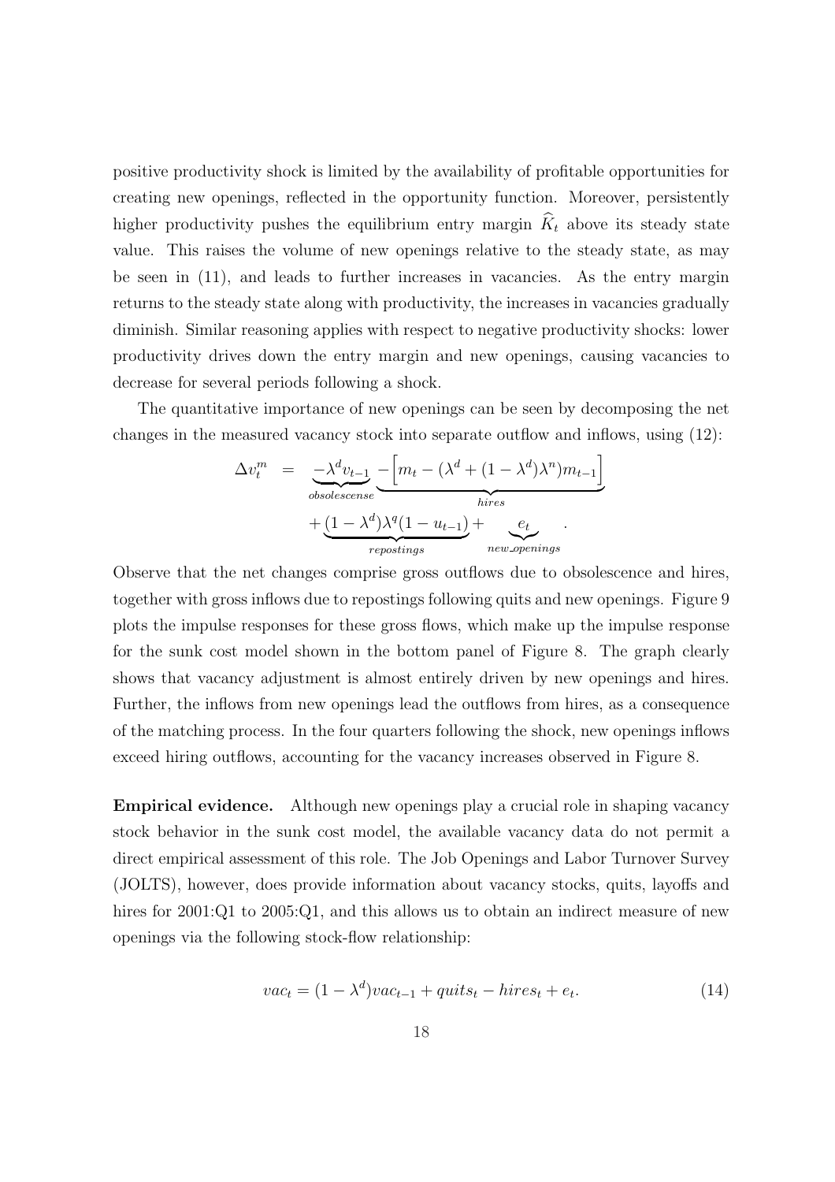positive productivity shock is limited by the availability of profitable opportunities for creating new openings, reflected in the opportunity function. Moreover, persistently higher productivity pushes the equilibrium entry margin $\widehat{K}_t$ above its steady state value. This raises the volume of new openings relative to the steady state, as may be seen in (11), and leads to further increases in vacancies. As the entry margin returns to the steady state along with productivity, the increases in vacancies gradually diminish. Similar reasoning applies with respect to negative productivity shocks: lower productivity drives down the entry margin and new openings, causing vacancies to decrease for several periods following a shock.

The quantitative importance of new openings can be seen by decomposing the net changes in the measured vacancy stock into separate outflow and inflows, using (12):

$$
\begin{aligned}
\Delta v_t^m \;=\;& \underbrace{-\lambda^d v_{t-1}}_{obsolescense} \underbrace{-\Big[m_t - (\lambda^d + (1-\lambda^d)\lambda^n) m_{t-1}\Big]}_{hires} \\
&+ \underbrace{(1-\lambda^d)\lambda^q(1-u_{t-1})}_{repostings} + \underbrace{e_t}_{new\_openings} .
\end{aligned}
$$

Observe that the net changes comprise gross outflows due to obsolescence and hires, together with gross inflows due to repostings following quits and new openings. Figure 9 plots the impulse responses for these gross flows, which make up the impulse response for the sunk cost model shown in the bottom panel of Figure 8. The graph clearly shows that vacancy adjustment is almost entirely driven by new openings and hires. Further, the inflows from new openings lead the outflows from hires, as a consequence of the matching process. In the four quarters following the shock, new openings inflows exceed hiring outflows, accounting for the vacancy increases observed in Figure 8.

**Empirical evidence.** Although new openings play a crucial role in shaping vacancy stock behavior in the sunk cost model, the available vacancy data do not permit a direct empirical assessment of this role. The Job Openings and Labor Turnover Survey (JOLTS), however, does provide information about vacancy stocks, quits, layoffs and hires for 2001:Q1 to 2005:Q1, and this allows us to obtain an indirect measure of new openings via the following stock-flow relationship:

$$vac_t = (1-\lambda^d) vac_{t-1} + quits_t - hires_t + e_t. \tag{14}$$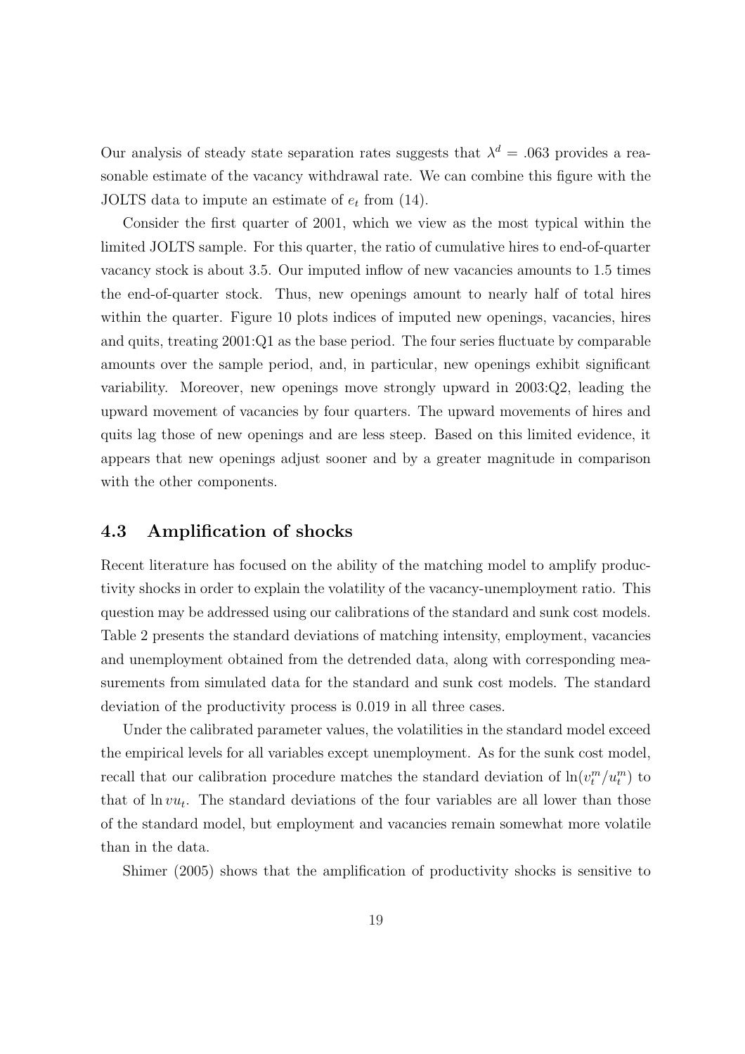Our analysis of steady state separation rates suggests that $\lambda^d = .063$ provides a reasonable estimate of the vacancy withdrawal rate. We can combine this figure with the JOLTS data to impute an estimate of $e_t$ from (14).

Consider the first quarter of 2001, which we view as the most typical within the limited JOLTS sample. For this quarter, the ratio of cumulative hires to end-of-quarter vacancy stock is about 3.5. Our imputed inflow of new vacancies amounts to 1.5 times the end-of-quarter stock. Thus, new openings amount to nearly half of total hires within the quarter. Figure 10 plots indices of imputed new openings, vacancies, hires and quits, treating 2001:Q1 as the base period. The four series fluctuate by comparable amounts over the sample period, and, in particular, new openings exhibit significant variability. Moreover, new openings move strongly upward in 2003:Q2, leading the upward movement of vacancies by four quarters. The upward movements of hires and quits lag those of new openings and are less steep. Based on this limited evidence, it appears that new openings adjust sooner and by a greater magnitude in comparison with the other components.

### 4.3 Amplification of shocks

Recent literature has focused on the ability of the matching model to amplify productivity shocks in order to explain the volatility of the vacancy-unemployment ratio. This question may be addressed using our calibrations of the standard and sunk cost models. Table 2 presents the standard deviations of matching intensity, employment, vacancies and unemployment obtained from the detrended data, along with corresponding measurements from simulated data for the standard and sunk cost models. The standard deviation of the productivity process is 0.019 in all three cases.

Under the calibrated parameter values, the volatilities in the standard model exceed the empirical levels for all variables except unemployment. As for the sunk cost model, recall that our calibration procedure matches the standard deviation of $\ln(v_t^m/u_t^m)$ to that of $\ln vu_t$. The standard deviations of the four variables are all lower than those of the standard model, but employment and vacancies remain somewhat more volatile than in the data.

Shimer (2005) shows that the amplification of productivity shocks is sensitive to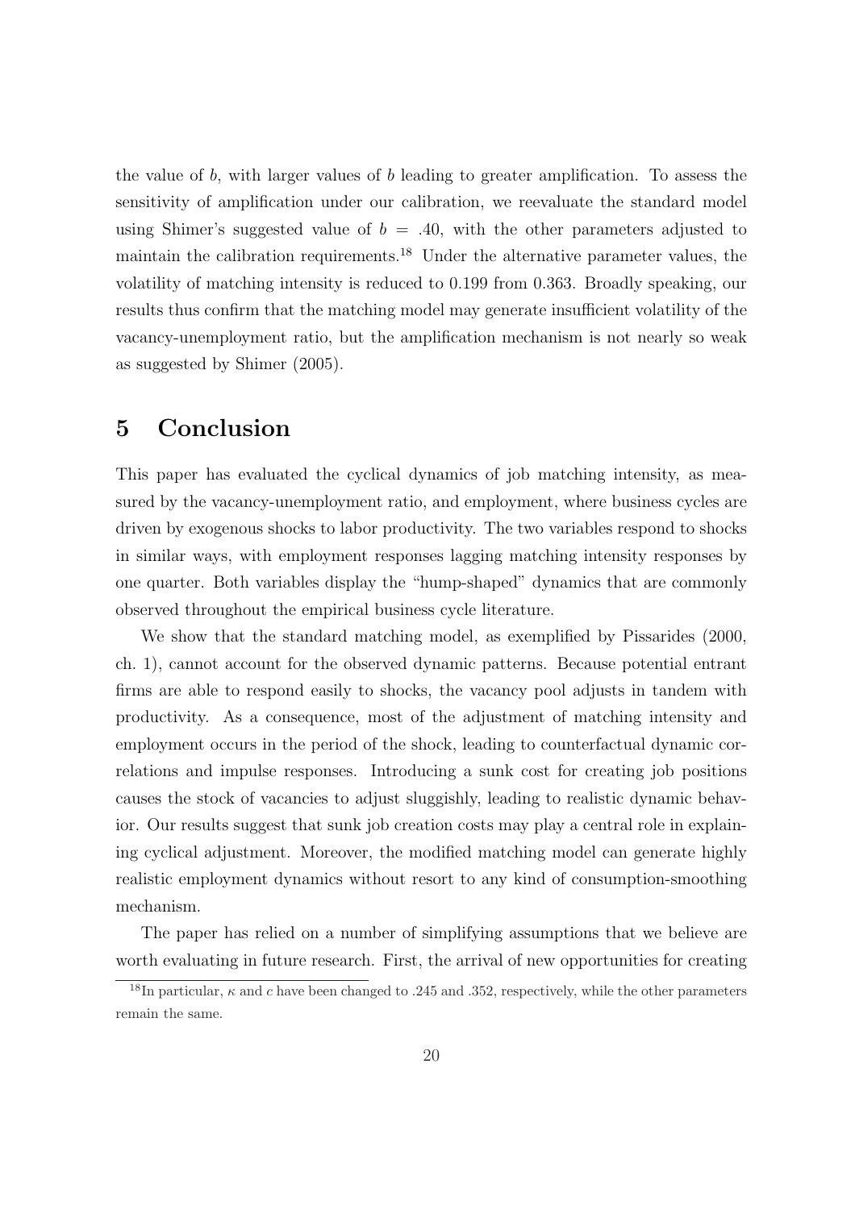the value of $b$, with larger values of $b$ leading to greater amplification. To assess the sensitivity of amplification under our calibration, we reevaluate the standard model using Shimer's suggested value of $b = .40$, with the other parameters adjusted to maintain the calibration requirements.[18] Under the alternative parameter values, the volatility of matching intensity is reduced to 0.199 from 0.363. Broadly speaking, our results thus confirm that the matching model may generate insufficient volatility of the vacancy-unemployment ratio, but the amplification mechanism is not nearly so weak as suggested by Shimer (2005).

# 5 Conclusion

This paper has evaluated the cyclical dynamics of job matching intensity, as measured by the vacancy-unemployment ratio, and employment, where business cycles are driven by exogenous shocks to labor productivity. The two variables respond to shocks in similar ways, with employment responses lagging matching intensity responses by one quarter. Both variables display the "hump-shaped" dynamics that are commonly observed throughout the empirical business cycle literature.

We show that the standard matching model, as exemplified by Pissarides (2000, ch. 1), cannot account for the observed dynamic patterns. Because potential entrant firms are able to respond easily to shocks, the vacancy pool adjusts in tandem with productivity. As a consequence, most of the adjustment of matching intensity and employment occurs in the period of the shock, leading to counterfactual dynamic correlations and impulse responses. Introducing a sunk cost for creating job positions causes the stock of vacancies to adjust sluggishly, leading to realistic dynamic behavior. Our results suggest that sunk job creation costs may play a central role in explaining cyclical adjustment. Moreover, the modified matching model can generate highly realistic employment dynamics without resort to any kind of consumption-smoothing mechanism.

The paper has relied on a number of simplifying assumptions that we believe are worth evaluating in future research. First, the arrival of new opportunities for creating

[18] In particular, $\kappa$ and $c$ have been changed to .245 and .352, respectively, while the other parameters remain the same.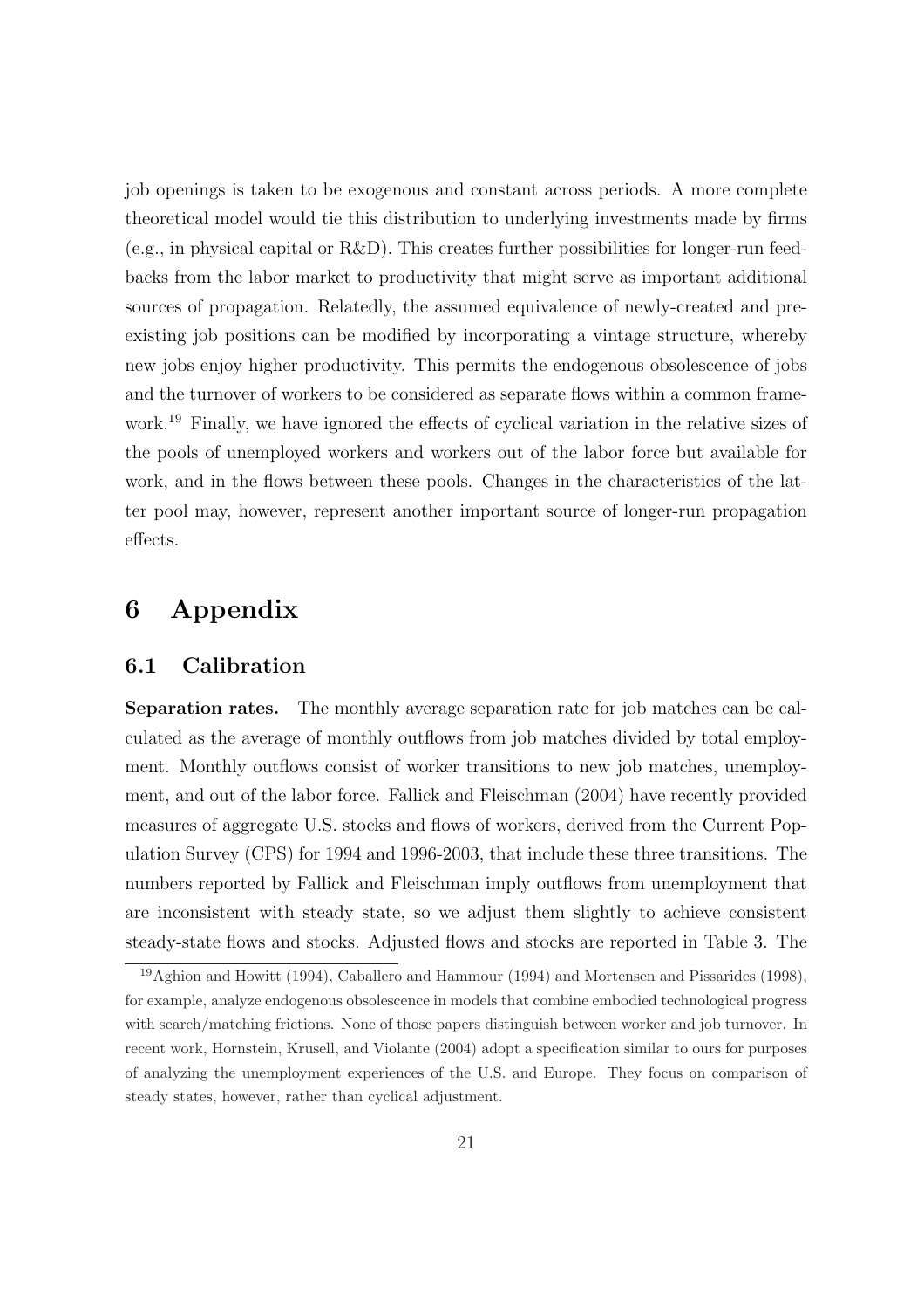job openings is taken to be exogenous and constant across periods. A more complete theoretical model would tie this distribution to underlying investments made by firms (e.g., in physical capital or R&D). This creates further possibilities for longer-run feedbacks from the labor market to productivity that might serve as important additional sources of propagation. Relatedly, the assumed equivalence of newly-created and pre-existing job positions can be modified by incorporating a vintage structure, whereby new jobs enjoy higher productivity. This permits the endogenous obsolescence of jobs and the turnover of workers to be considered as separate flows within a common framework.[19] Finally, we have ignored the effects of cyclical variation in the relative sizes of the pools of unemployed workers and workers out of the labor force but available for work, and in the flows between these pools. Changes in the characteristics of the latter pool may, however, represent another important source of longer-run propagation effects.

# 6 Appendix

## 6.1 Calibration

**Separation rates.** The monthly average separation rate for job matches can be calculated as the average of monthly outflows from job matches divided by total employment. Monthly outflows consist of worker transitions to new job matches, unemployment, and out of the labor force. Fallick and Fleischman (2004) have recently provided measures of aggregate U.S. stocks and flows of workers, derived from the Current Population Survey (CPS) for 1994 and 1996-2003, that include these three transitions. The numbers reported by Fallick and Fleischman imply outflows from unemployment that are inconsistent with steady state, so we adjust them slightly to achieve consistent steady-state flows and stocks. Adjusted flows and stocks are reported in Table 3. The

[19] Aghion and Howitt (1994), Caballero and Hammour (1994) and Mortensen and Pissarides (1998), for example, analyze endogenous obsolescence in models that combine embodied technological progress with search/matching frictions. None of those papers distinguish between worker and job turnover. In recent work, Hornstein, Krusell, and Violante (2004) adopt a specification similar to ours for purposes of analyzing the unemployment experiences of the U.S. and Europe. They focus on comparison of steady states, however, rather than cyclical adjustment.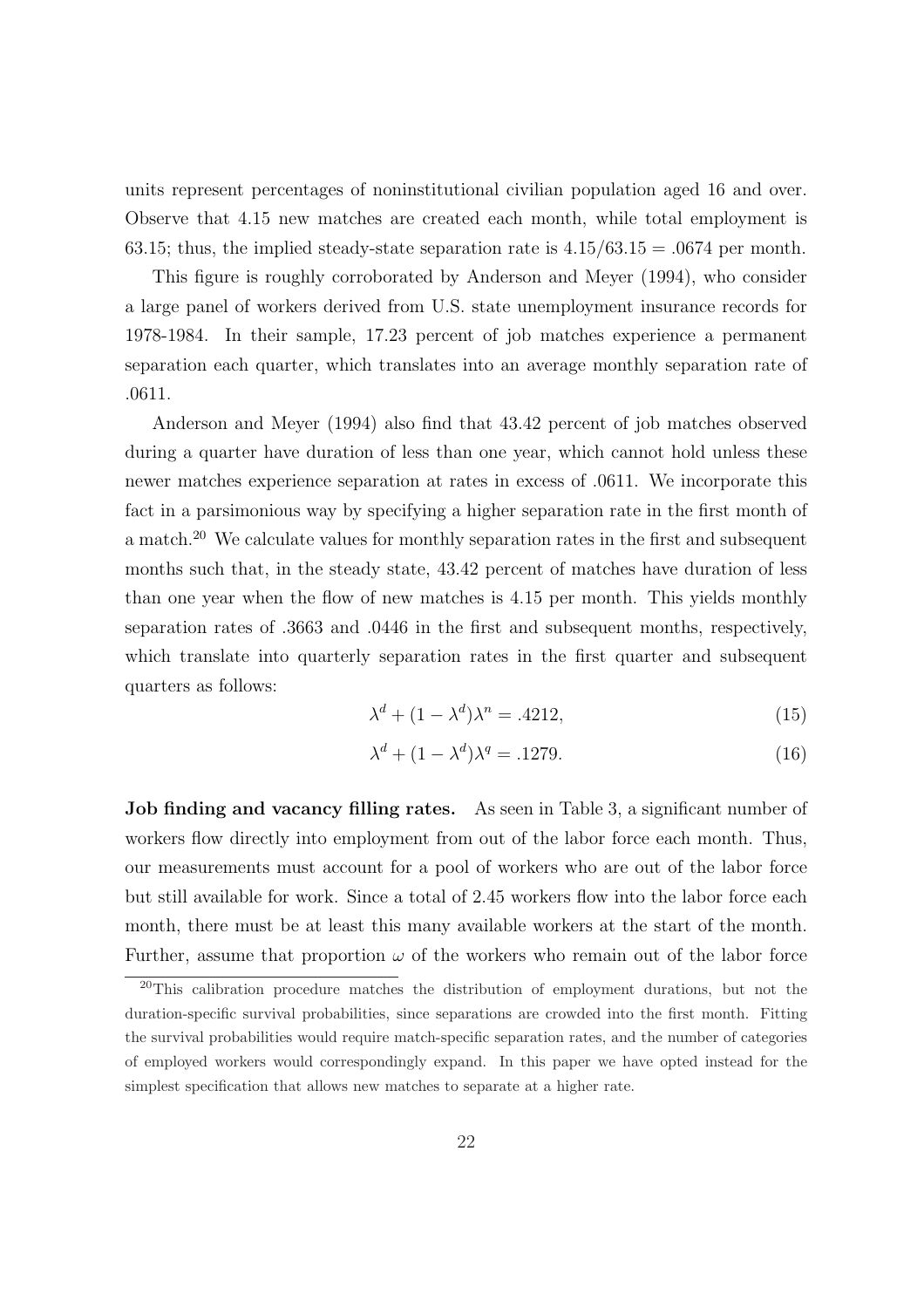units represent percentages of noninstitutional civilian population aged 16 and over. Observe that 4.15 new matches are created each month, while total employment is 63.15; thus, the implied steady-state separation rate is $4.15/63.15 = .0674$ per month.

This figure is roughly corroborated by Anderson and Meyer (1994), who consider a large panel of workers derived from U.S. state unemployment insurance records for 1978-1984. In their sample, 17.23 percent of job matches experience a permanent separation each quarter, which translates into an average monthly separation rate of .0611.

Anderson and Meyer (1994) also find that 43.42 percent of job matches observed during a quarter have duration of less than one year, which cannot hold unless these newer matches experience separation at rates in excess of .0611. We incorporate this fact in a parsimonious way by specifying a higher separation rate in the first month of a match.[20] We calculate values for monthly separation rates in the first and subsequent months such that, in the steady state, 43.42 percent of matches have duration of less than one year when the flow of new matches is 4.15 per month. This yields monthly separation rates of .3663 and .0446 in the first and subsequent months, respectively, which translate into quarterly separation rates in the first quarter and subsequent quarters as follows:

$$\lambda^d + (1 - \lambda^d)\lambda^n = .4212, \tag{15}$$

$$\lambda^d + (1 - \lambda^d)\lambda^q = .1279. \tag{16}$$

**Job finding and vacancy filling rates.** As seen in Table 3, a significant number of workers flow directly into employment from out of the labor force each month. Thus, our measurements must account for a pool of workers who are out of the labor force but still available for work. Since a total of 2.45 workers flow into the labor force each month, there must be at least this many available workers at the start of the month. Further, assume that proportion $\omega$ of the workers who remain out of the labor force

[20] This calibration procedure matches the distribution of employment durations, but not the duration-specific survival probabilities, since separations are crowded into the first month. Fitting the survival probabilities would require match-specific separation rates, and the number of categories of employed workers would correspondingly expand. In this paper we have opted instead for the simplest specification that allows new matches to separate at a higher rate.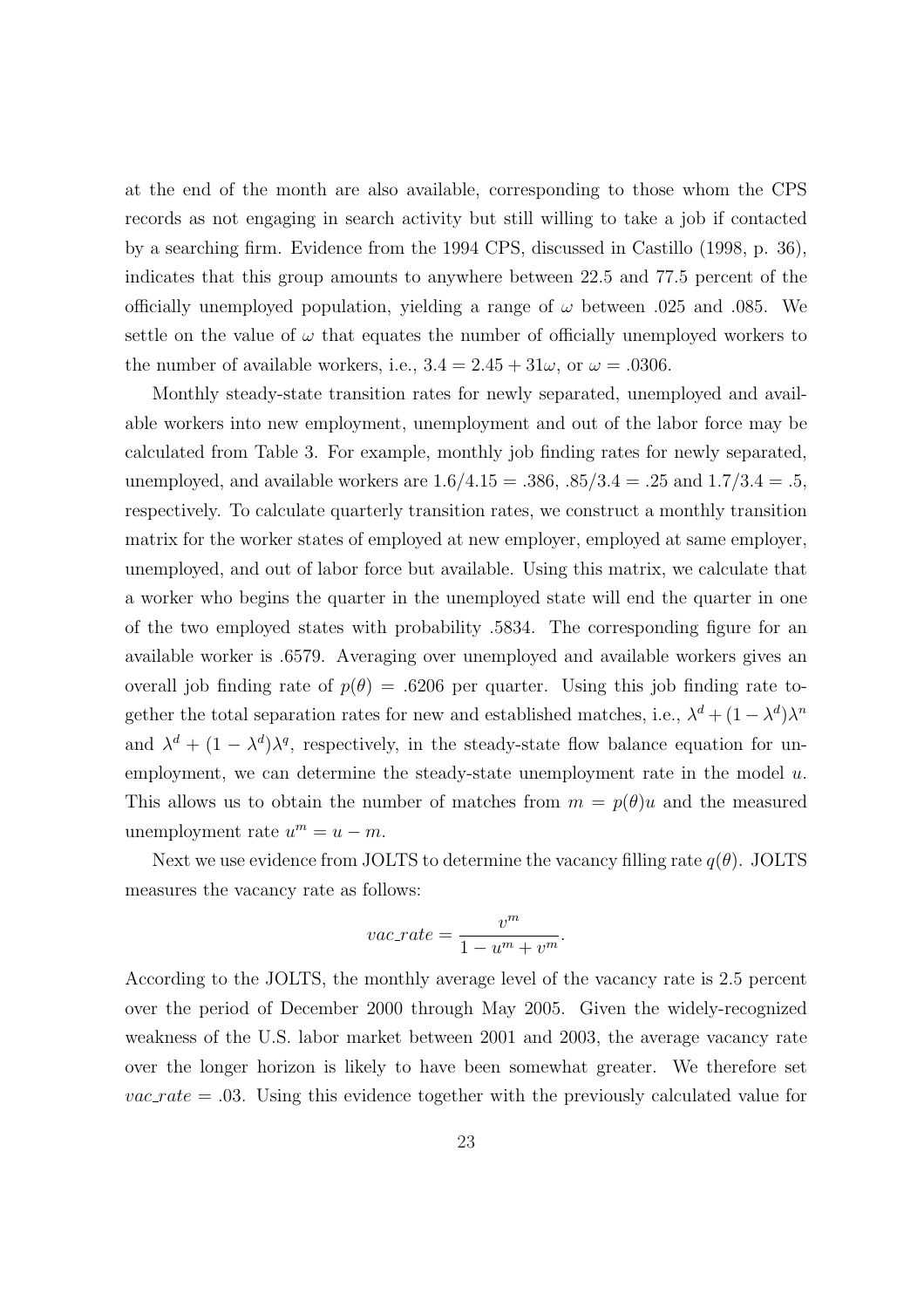at the end of the month are also available, corresponding to those whom the CPS records as not engaging in search activity but still willing to take a job if contacted by a searching firm. Evidence from the 1994 CPS, discussed in Castillo (1998, p. 36), indicates that this group amounts to anywhere between 22.5 and 77.5 percent of the officially unemployed population, yielding a range of $\omega$ between .025 and .085. We settle on the value of $\omega$ that equates the number of officially unemployed workers to the number of available workers, i.e., $3.4 = 2.45 + 31\omega$, or $\omega = .0306$.

Monthly steady-state transition rates for newly separated, unemployed and available workers into new employment, unemployment and out of the labor force may be calculated from Table 3. For example, monthly job finding rates for newly separated, unemployed, and available workers are $1.6/4.15 = .386$, $.85/3.4 = .25$ and $1.7/3.4 = .5$, respectively. To calculate quarterly transition rates, we construct a monthly transition matrix for the worker states of employed at new employer, employed at same employer, unemployed, and out of labor force but available. Using this matrix, we calculate that a worker who begins the quarter in the unemployed state will end the quarter in one of the two employed states with probability .5834. The corresponding figure for an available worker is .6579. Averaging over unemployed and available workers gives an overall job finding rate of $p(\theta) = .6206$ per quarter. Using this job finding rate together the total separation rates for new and established matches, i.e., $\lambda^d + (1 - \lambda^d)\lambda^n$ and $\lambda^d + (1 - \lambda^d)\lambda^q$, respectively, in the steady-state flow balance equation for unemployment, we can determine the steady-state unemployment rate in the model $u$. This allows us to obtain the number of matches from $m = p(\theta)u$ and the measured unemployment rate $u^m = u - m$.

Next we use evidence from JOLTS to determine the vacancy filling rate $q(\theta)$. JOLTS measures the vacancy rate as follows:

$$vac\_rate = \frac{v^m}{1 - u^m + v^m}.$$

According to the JOLTS, the monthly average level of the vacancy rate is 2.5 percent over the period of December 2000 through May 2005. Given the widely-recognized weakness of the U.S. labor market between 2001 and 2003, the average vacancy rate over the longer horizon is likely to have been somewhat greater. We therefore set $vac\_rate = .03$. Using this evidence together with the previously calculated value for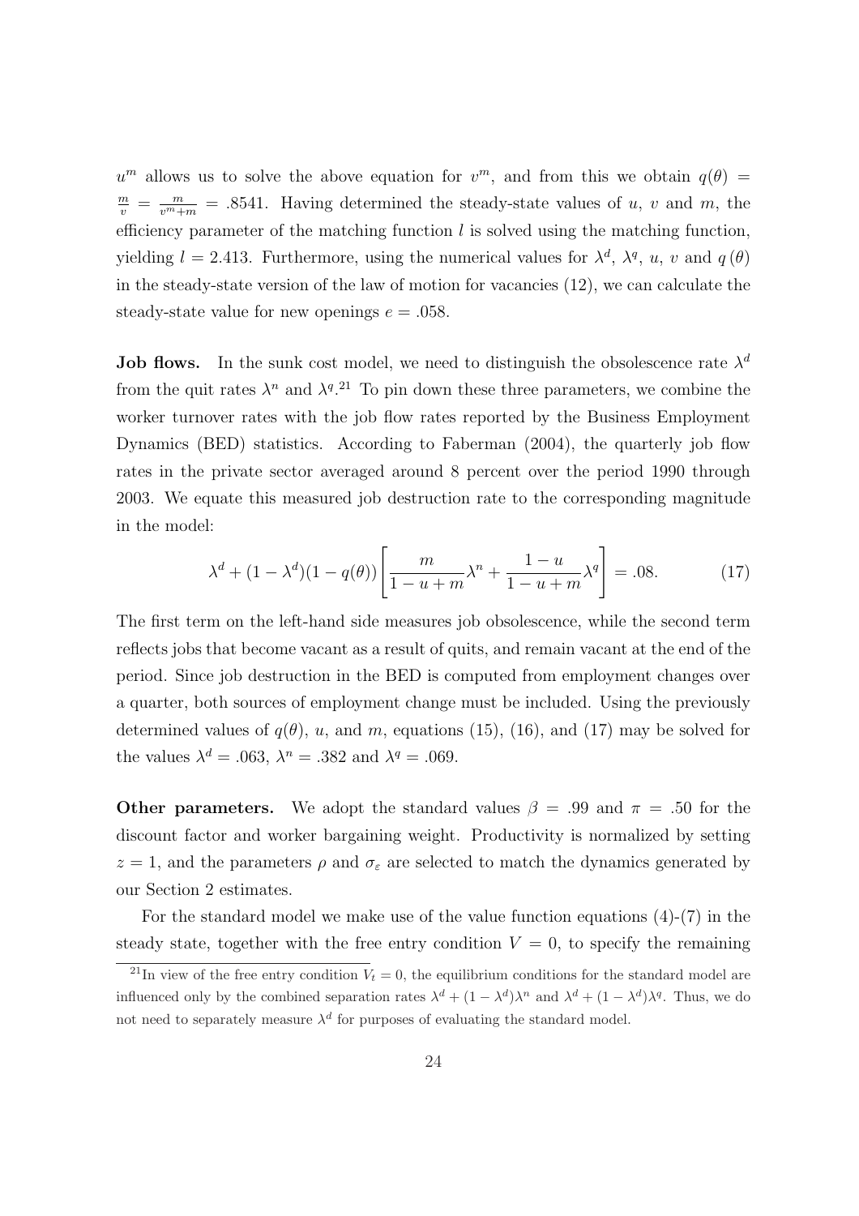$u^m$ allows us to solve the above equation for $v^m$, and from this we obtain $q(\theta) = \frac{m}{v} = \frac{m}{v^m+m} = .8541$. Having determined the steady-state values of $u$, $v$ and $m$, the efficiency parameter of the matching function $l$ is solved using the matching function, yielding $l = 2.413$. Furthermore, using the numerical values for $\lambda^d$, $\lambda^q$, $u$, $v$ and $q(\theta)$ in the steady-state version of the law of motion for vacancies (12), we can calculate the steady-state value for new openings $e = .058$.

**Job flows.** In the sunk cost model, we need to distinguish the obsolescence rate $\lambda^d$ from the quit rates $\lambda^n$ and $\lambda^q$.[21] To pin down these three parameters, we combine the worker turnover rates with the job flow rates reported by the Business Employment Dynamics (BED) statistics. According to Faberman (2004), the quarterly job flow rates in the private sector averaged around 8 percent over the period 1990 through 2003. We equate this measured job destruction rate to the corresponding magnitude in the model:

$$\lambda^d + (1-\lambda^d)(1-q(\theta))\left[\frac{m}{1-u+m}\lambda^n + \frac{1-u}{1-u+m}\lambda^q\right] = .08. \tag{17}$$

The first term on the left-hand side measures job obsolescence, while the second term reflects jobs that become vacant as a result of quits, and remain vacant at the end of the period. Since job destruction in the BED is computed from employment changes over a quarter, both sources of employment change must be included. Using the previously determined values of $q(\theta)$, $u$, and $m$, equations (15), (16), and (17) may be solved for the values $\lambda^d = .063$, $\lambda^n = .382$ and $\lambda^q = .069$.

**Other parameters.** We adopt the standard values $\beta = .99$ and $\pi = .50$ for the discount factor and worker bargaining weight. Productivity is normalized by setting $z = 1$, and the parameters $\rho$ and $\sigma_\varepsilon$ are selected to match the dynamics generated by our Section 2 estimates.

For the standard model we make use of the value function equations (4)-(7) in the steady state, together with the free entry condition $V = 0$, to specify the remaining

[21] In view of the free entry condition $V_t = 0$, the equilibrium conditions for the standard model are influenced only by the combined separation rates $\lambda^d + (1-\lambda^d)\lambda^n$ and $\lambda^d + (1-\lambda^d)\lambda^q$. Thus, we do not need to separately measure $\lambda^d$ for purposes of evaluating the standard model.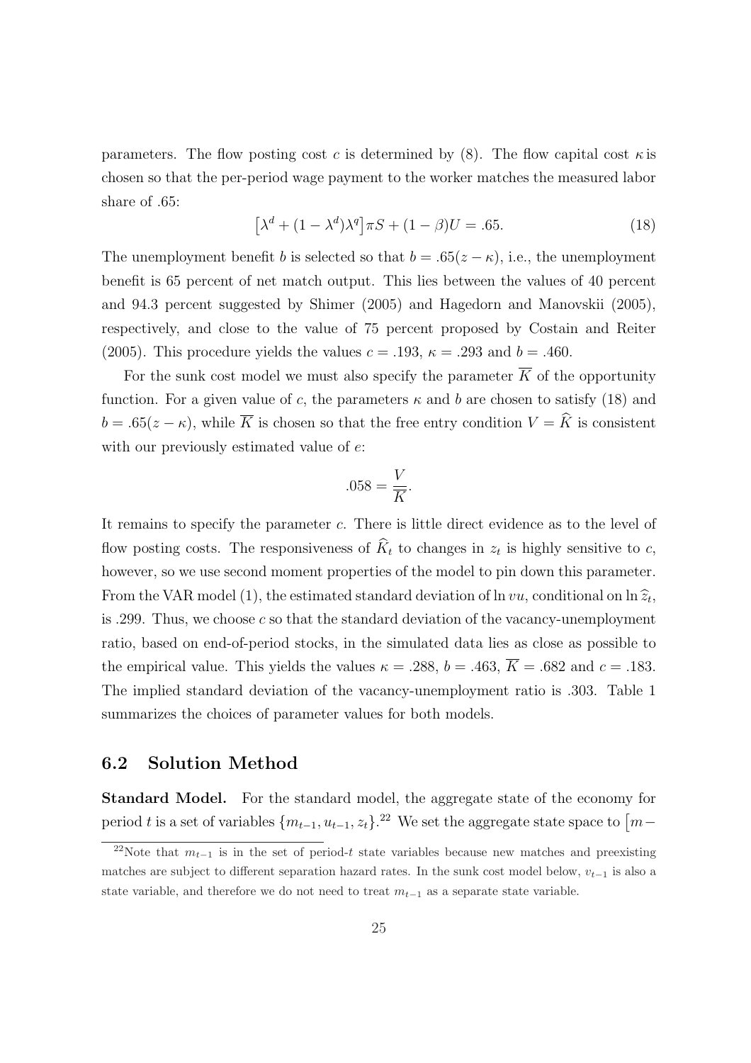parameters. The flow posting cost $c$ is determined by (8). The flow capital cost $\kappa$ is chosen so that the per-period wage payment to the worker matches the measured labor share of .65:

$$\left[\lambda^d + (1-\lambda^d)\lambda^q\right]\pi S + (1-\beta)U = .65. \tag{18}$$

The unemployment benefit $b$ is selected so that $b = .65(z-\kappa)$, i.e., the unemployment benefit is 65 percent of net match output. This lies between the values of 40 percent and 94.3 percent suggested by Shimer (2005) and Hagedorn and Manovskii (2005), respectively, and close to the value of 75 percent proposed by Costain and Reiter (2005). This procedure yields the values $c = .193$, $\kappa = .293$ and $b = .460$.

For the sunk cost model we must also specify the parameter $\overline{K}$ of the opportunity function. For a given value of $c$, the parameters $\kappa$ and $b$ are chosen to satisfy (18) and $b = .65(z-\kappa)$, while $\overline{K}$ is chosen so that the free entry condition $V = \widehat{K}$ is consistent with our previously estimated value of $e$:

$$.058 = \frac{V}{\overline{K}}.$$

It remains to specify the parameter $c$. There is little direct evidence as to the level of flow posting costs. The responsiveness of $\widehat{K}_t$ to changes in $z_t$ is highly sensitive to $c$, however, so we use second moment properties of the model to pin down this parameter. From the VAR model (1), the estimated standard deviation of $\ln vu$, conditional on $\ln \widehat{z}_t$, is .299. Thus, we choose $c$ so that the standard deviation of the vacancy-unemployment ratio, based on end-of-period stocks, in the simulated data lies as close as possible to the empirical value. This yields the values $\kappa = .288$, $b = .463$, $\overline{K} = .682$ and $c = .183$. The implied standard deviation of the vacancy-unemployment ratio is .303. Table 1 summarizes the choices of parameter values for both models.

## 6.2 Solution Method

**Standard Model.** For the standard model, the aggregate state of the economy for period $t$ is a set of variables $\{m_{t-1}, u_{t-1}, z_t\}$.[22] We set the aggregate state space to $\big[m-$

[22]Note that $m_{t-1}$ is in the set of period-$t$ state variables because new matches and preexisting matches are subject to different separation hazard rates. In the sunk cost model below, $v_{t-1}$ is also a state variable, and therefore we do not need to treat $m_{t-1}$ as a separate state variable.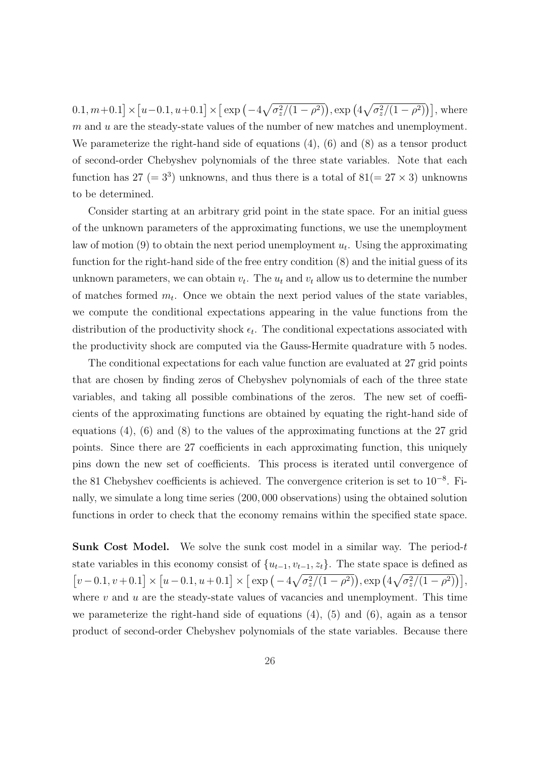$0.1, m+0.1\big] \times \big[u-0.1, u+0.1\big] \times \big[\exp\big(-4\sqrt{\sigma_z^2/(1-\rho^2)}\big), \exp\big(4\sqrt{\sigma_z^2/(1-\rho^2)}\big)\big]$, where $m$ and $u$ are the steady-state values of the number of new matches and unemployment. We parameterize the right-hand side of equations (4), (6) and (8) as a tensor product of second-order Chebyshev polynomials of the three state variables. Note that each function has 27 ($= 3^3$) unknowns, and thus there is a total of 81($= 27 \times 3$) unknowns to be determined.

Consider starting at an arbitrary grid point in the state space. For an initial guess of the unknown parameters of the approximating functions, we use the unemployment law of motion (9) to obtain the next period unemployment $u_t$. Using the approximating function for the right-hand side of the free entry condition (8) and the initial guess of its unknown parameters, we can obtain $v_t$. The $u_t$ and $v_t$ allow us to determine the number of matches formed $m_t$. Once we obtain the next period values of the state variables, we compute the conditional expectations appearing in the value functions from the distribution of the productivity shock $\epsilon_t$. The conditional expectations associated with the productivity shock are computed via the Gauss-Hermite quadrature with 5 nodes.

The conditional expectations for each value function are evaluated at 27 grid points that are chosen by finding zeros of Chebyshev polynomials of each of the three state variables, and taking all possible combinations of the zeros. The new set of coefficients of the approximating functions are obtained by equating the right-hand side of equations (4), (6) and (8) to the values of the approximating functions at the 27 grid points. Since there are 27 coefficients in each approximating function, this uniquely pins down the new set of coefficients. This process is iterated until convergence of the 81 Chebyshev coefficients is achieved. The convergence criterion is set to $10^{-8}$. Finally, we simulate a long time series ($200,000$ observations) using the obtained solution functions in order to check that the economy remains within the specified state space.

**Sunk Cost Model.** We solve the sunk cost model in a similar way. The period-$t$ state variables in this economy consist of $\{u_{t-1}, v_{t-1}, z_t\}$. The state space is defined as $\big[v-0.1, v+0.1\big] \times \big[u-0.1, u+0.1\big] \times \big[\exp\big(-4\sqrt{\sigma_z^2/(1-\rho^2)}\big), \exp\big(4\sqrt{\sigma_z^2/(1-\rho^2)}\big)\big]$, where $v$ and $u$ are the steady-state values of vacancies and unemployment. This time we parameterize the right-hand side of equations (4), (5) and (6), again as a tensor product of second-order Chebyshev polynomials of the state variables. Because there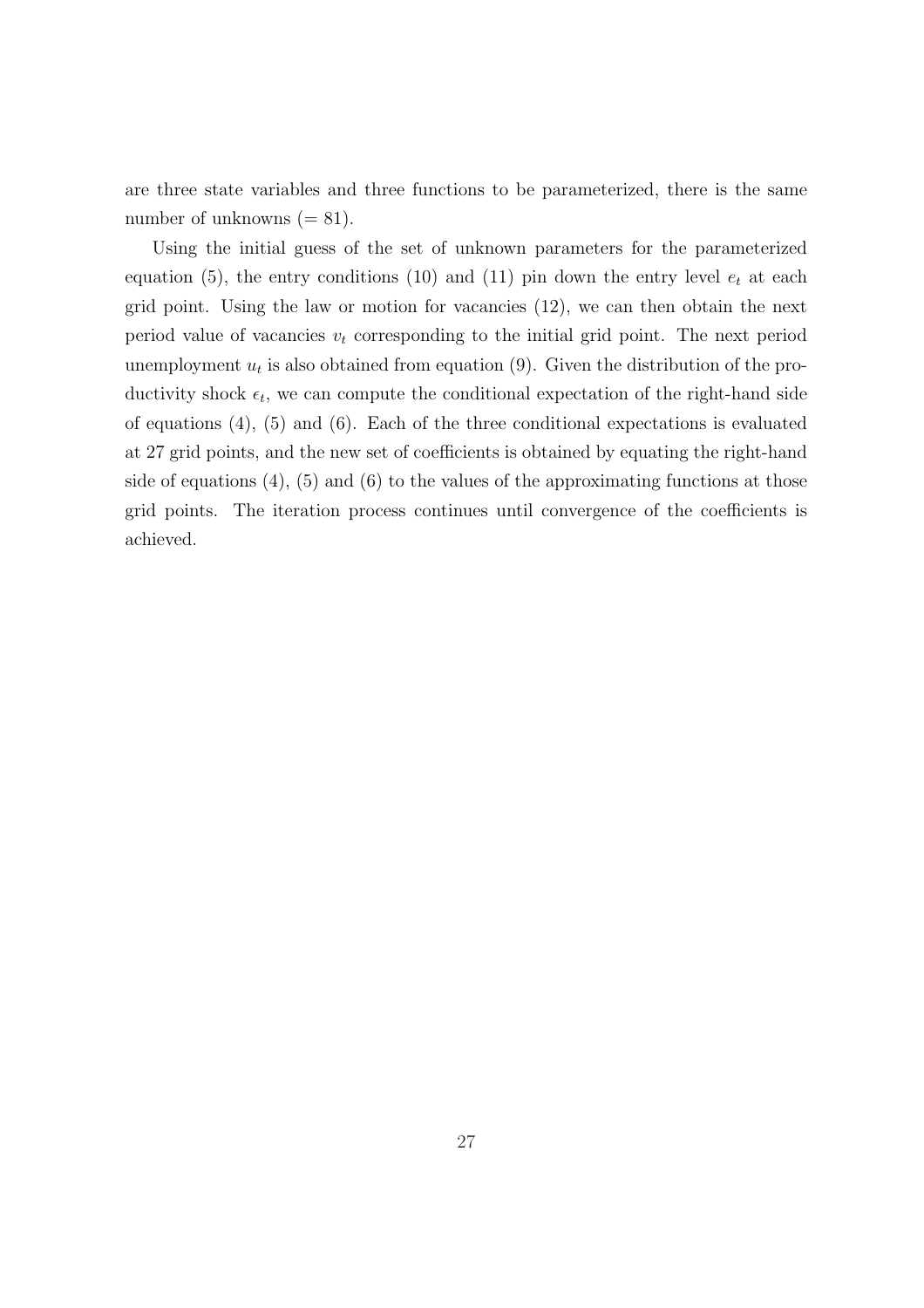are three state variables and three functions to be parameterized, there is the same number of unknowns ($= 81$).

Using the initial guess of the set of unknown parameters for the parameterized equation (5), the entry conditions (10) and (11) pin down the entry level $e_t$ at each grid point. Using the law or motion for vacancies (12), we can then obtain the next period value of vacancies $v_t$ corresponding to the initial grid point. The next period unemployment $u_t$ is also obtained from equation (9). Given the distribution of the productivity shock $\epsilon_t$, we can compute the conditional expectation of the right-hand side of equations (4), (5) and (6). Each of the three conditional expectations is evaluated at 27 grid points, and the new set of coefficients is obtained by equating the right-hand side of equations (4), (5) and (6) to the values of the approximating functions at those grid points. The iteration process continues until convergence of the coefficients is achieved.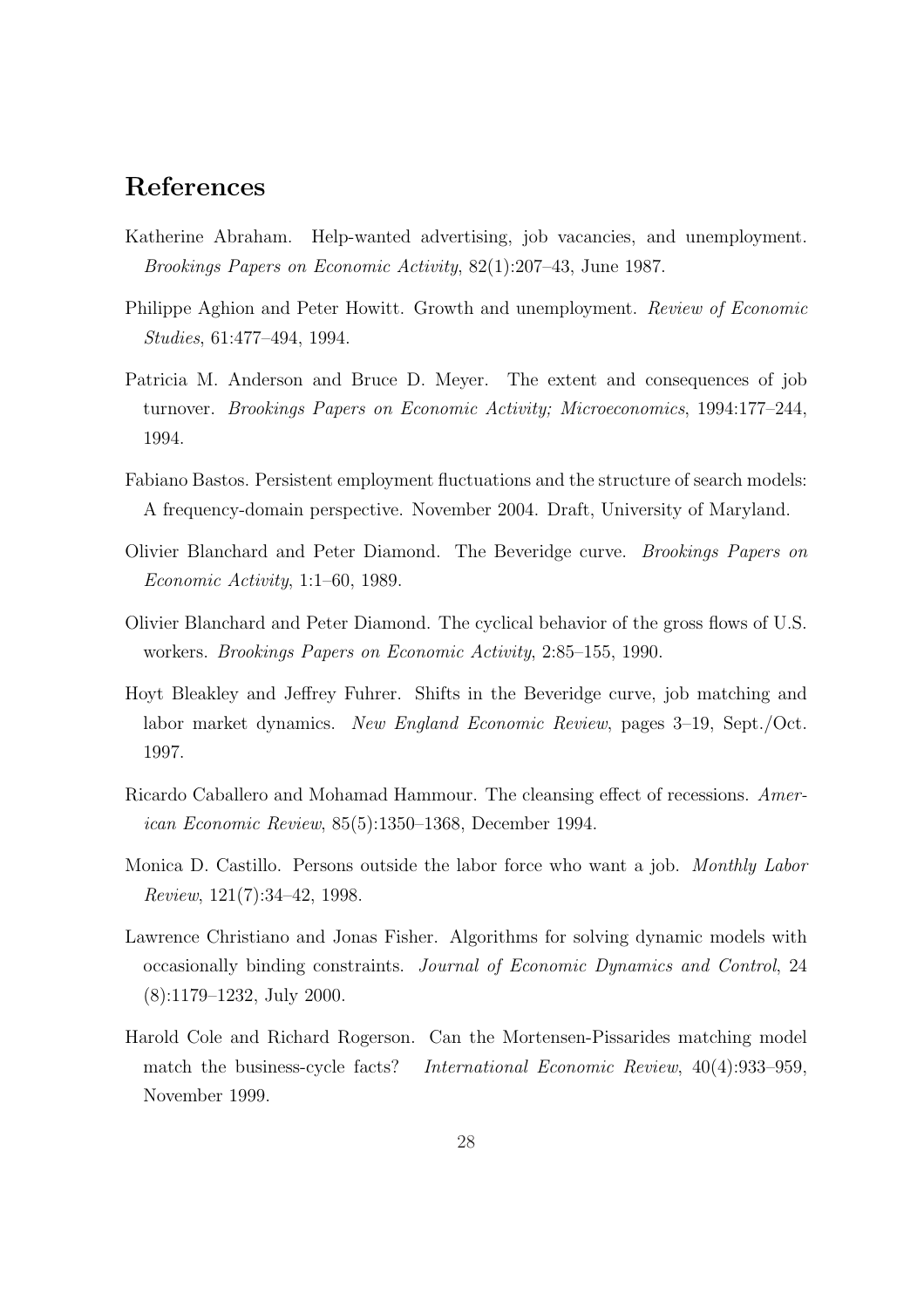# References

Katherine Abraham. Help-wanted advertising, job vacancies, and unemployment. *Brookings Papers on Economic Activity*, 82(1):207–43, June 1987.

Philippe Aghion and Peter Howitt. Growth and unemployment. *Review of Economic Studies*, 61:477–494, 1994.

Patricia M. Anderson and Bruce D. Meyer. The extent and consequences of job turnover. *Brookings Papers on Economic Activity; Microeconomics*, 1994:177–244, 1994.

Fabiano Bastos. Persistent employment fluctuations and the structure of search models: A frequency-domain perspective. November 2004. Draft, University of Maryland.

Olivier Blanchard and Peter Diamond. The Beveridge curve. *Brookings Papers on Economic Activity*, 1:1–60, 1989.

Olivier Blanchard and Peter Diamond. The cyclical behavior of the gross flows of U.S. workers. *Brookings Papers on Economic Activity*, 2:85–155, 1990.

Hoyt Bleakley and Jeffrey Fuhrer. Shifts in the Beveridge curve, job matching and labor market dynamics. *New England Economic Review*, pages 3–19, Sept./Oct. 1997.

Ricardo Caballero and Mohamad Hammour. The cleansing effect of recessions. *American Economic Review*, 85(5):1350–1368, December 1994.

Monica D. Castillo. Persons outside the labor force who want a job. *Monthly Labor Review*, 121(7):34–42, 1998.

Lawrence Christiano and Jonas Fisher. Algorithms for solving dynamic models with occasionally binding constraints. *Journal of Economic Dynamics and Control*, 24 (8):1179–1232, July 2000.

Harold Cole and Richard Rogerson. Can the Mortensen-Pissarides matching model match the business-cycle facts? *International Economic Review*, 40(4):933–959, November 1999.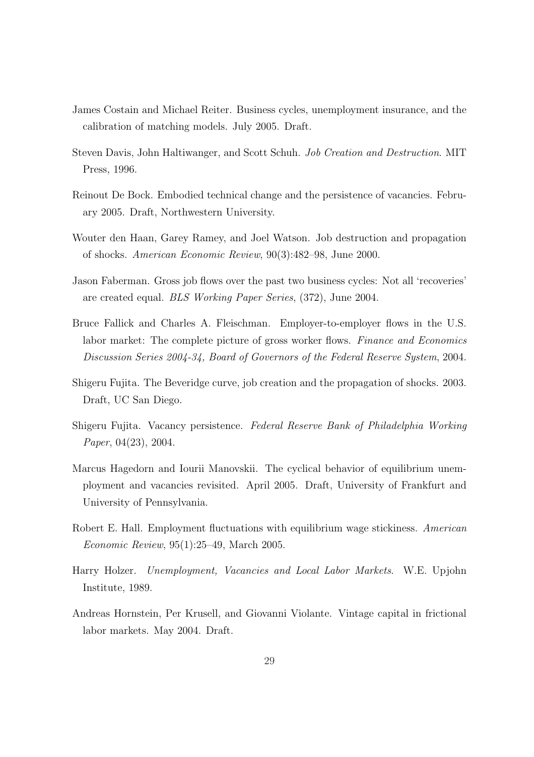James Costain and Michael Reiter. Business cycles, unemployment insurance, and the calibration of matching models. July 2005. Draft.

Steven Davis, John Haltiwanger, and Scott Schuh. *Job Creation and Destruction*. MIT Press, 1996.

Reinout De Bock. Embodied technical change and the persistence of vacancies. February 2005. Draft, Northwestern University.

Wouter den Haan, Garey Ramey, and Joel Watson. Job destruction and propagation of shocks. *American Economic Review*, 90(3):482–98, June 2000.

Jason Faberman. Gross job flows over the past two business cycles: Not all 'recoveries' are created equal. *BLS Working Paper Series*, (372), June 2004.

Bruce Fallick and Charles A. Fleischman. Employer-to-employer flows in the U.S. labor market: The complete picture of gross worker flows. *Finance and Economics Discussion Series 2004-34, Board of Governors of the Federal Reserve System*, 2004.

Shigeru Fujita. The Beveridge curve, job creation and the propagation of shocks. 2003. Draft, UC San Diego.

Shigeru Fujita. Vacancy persistence. *Federal Reserve Bank of Philadelphia Working Paper*, 04(23), 2004.

Marcus Hagedorn and Iourii Manovskii. The cyclical behavior of equilibrium unemployment and vacancies revisited. April 2005. Draft, University of Frankfurt and University of Pennsylvania.

Robert E. Hall. Employment fluctuations with equilibrium wage stickiness. *American Economic Review*, 95(1):25–49, March 2005.

Harry Holzer. *Unemployment, Vacancies and Local Labor Markets*. W.E. Upjohn Institute, 1989.

Andreas Hornstein, Per Krusell, and Giovanni Violante. Vintage capital in frictional labor markets. May 2004. Draft.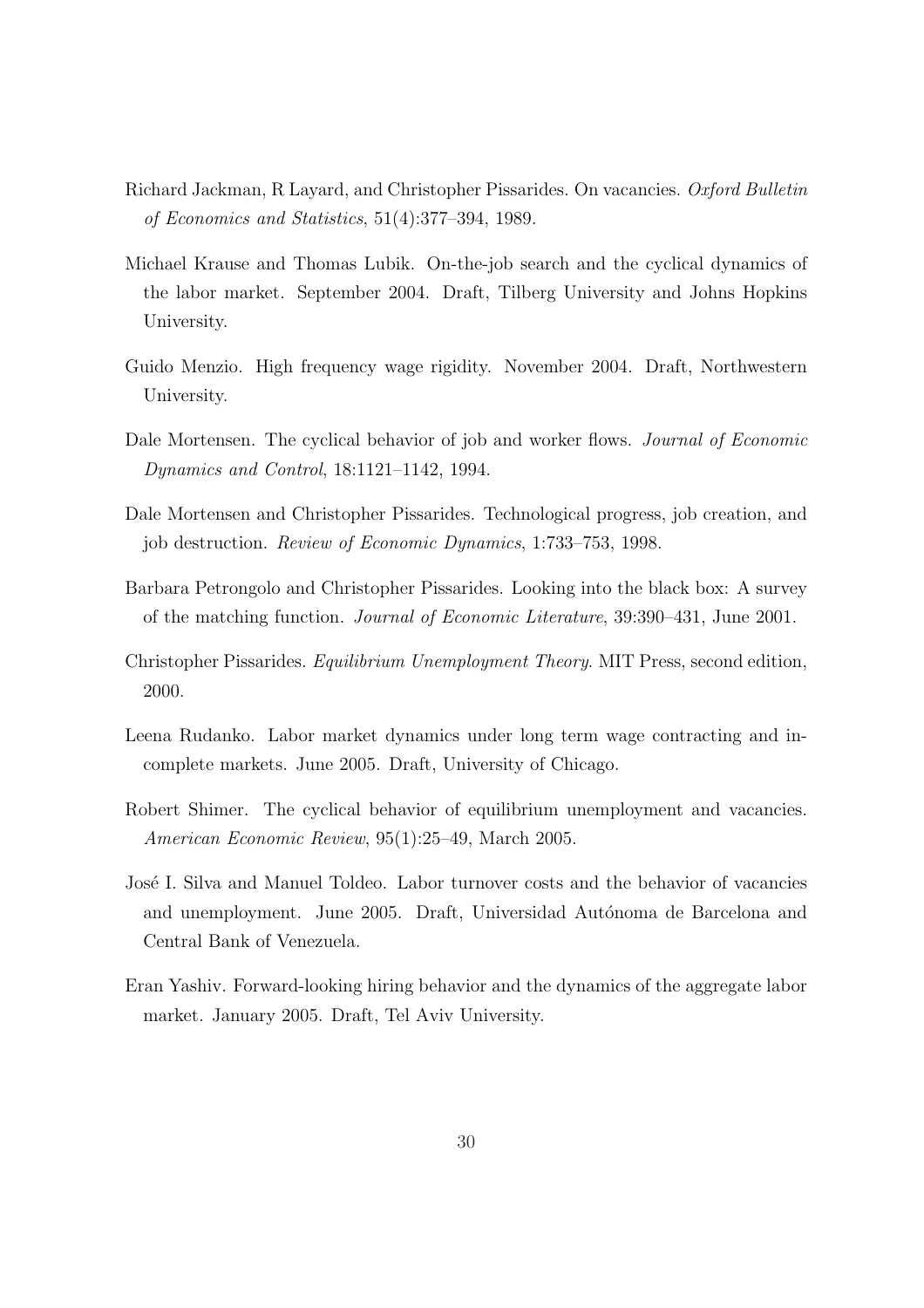Richard Jackman, R Layard, and Christopher Pissarides. On vacancies. *Oxford Bulletin of Economics and Statistics*, 51(4):377–394, 1989.

Michael Krause and Thomas Lubik. On-the-job search and the cyclical dynamics of the labor market. September 2004. Draft, Tilberg University and Johns Hopkins University.

Guido Menzio. High frequency wage rigidity. November 2004. Draft, Northwestern University.

Dale Mortensen. The cyclical behavior of job and worker flows. *Journal of Economic Dynamics and Control*, 18:1121–1142, 1994.

Dale Mortensen and Christopher Pissarides. Technological progress, job creation, and job destruction. *Review of Economic Dynamics*, 1:733–753, 1998.

Barbara Petrongolo and Christopher Pissarides. Looking into the black box: A survey of the matching function. *Journal of Economic Literature*, 39:390–431, June 2001.

Christopher Pissarides. *Equilibrium Unemployment Theory*. MIT Press, second edition, 2000.

Leena Rudanko. Labor market dynamics under long term wage contracting and incomplete markets. June 2005. Draft, University of Chicago.

Robert Shimer. The cyclical behavior of equilibrium unemployment and vacancies. *American Economic Review*, 95(1):25–49, March 2005.

José I. Silva and Manuel Toldeo. Labor turnover costs and the behavior of vacancies and unemployment. June 2005. Draft, Universidad Autónoma de Barcelona and Central Bank of Venezuela.

Eran Yashiv. Forward-looking hiring behavior and the dynamics of the aggregate labor market. January 2005. Draft, Tel Aviv University.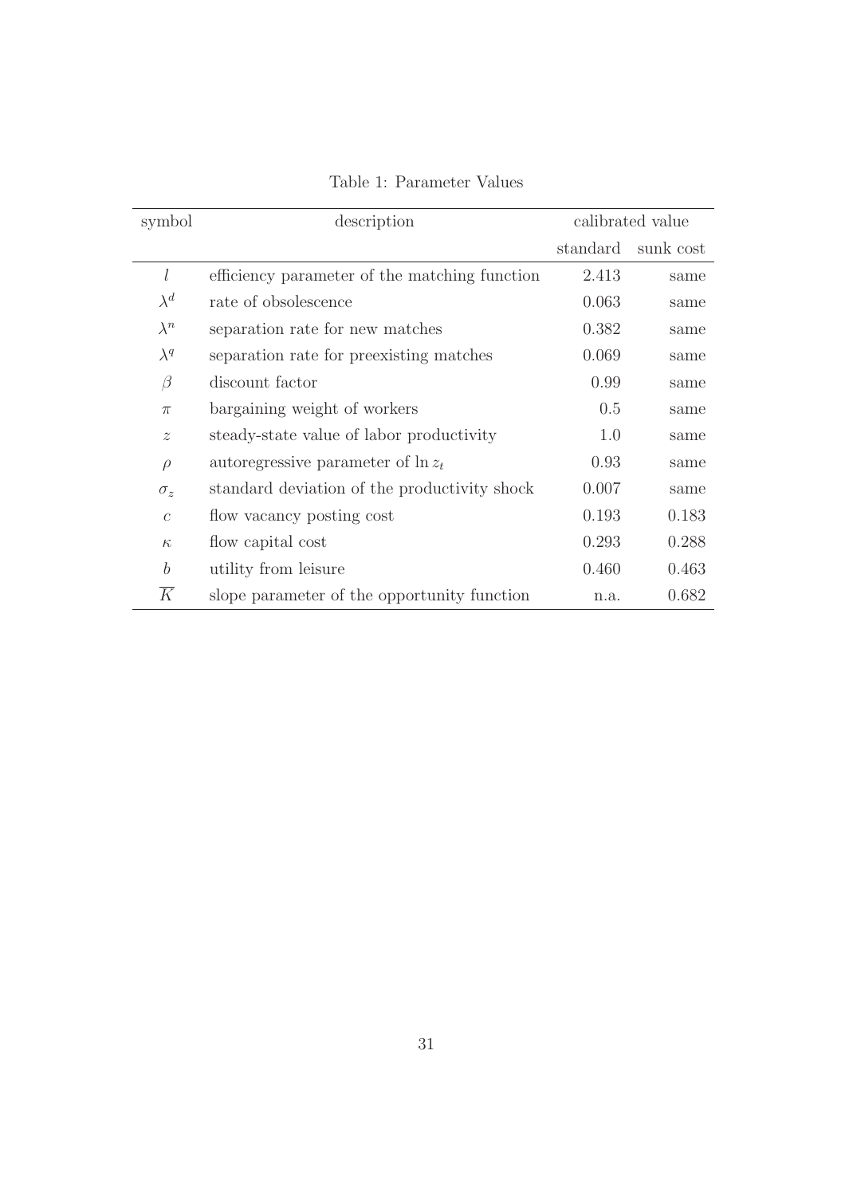Table 1: Parameter Values

| symbol | description | calibrated value | |
|---|---|---|---|
| | | standard | sunk cost |
| $l$ | efficiency parameter of the matching function | 2.413 | same |
| $\lambda^d$ | rate of obsolescence | 0.063 | same |
| $\lambda^n$ | separation rate for new matches | 0.382 | same |
| $\lambda^q$ | separation rate for preexisting matches | 0.069 | same |
| $\beta$ | discount factor | 0.99 | same |
| $\pi$ | bargaining weight of workers | 0.5 | same |
| $z$ | steady-state value of labor productivity | 1.0 | same |
| $\rho$ | autoregressive parameter of $\ln z_t$ | 0.93 | same |
| $\sigma_z$ | standard deviation of the productivity shock | 0.007 | same |
| $c$ | flow vacancy posting cost | 0.193 | 0.183 |
| $\kappa$ | flow capital cost | 0.293 | 0.288 |
| $b$ | utility from leisure | 0.460 | 0.463 |
| $\overline{K}$ | slope parameter of the opportunity function | n.a. | 0.682 |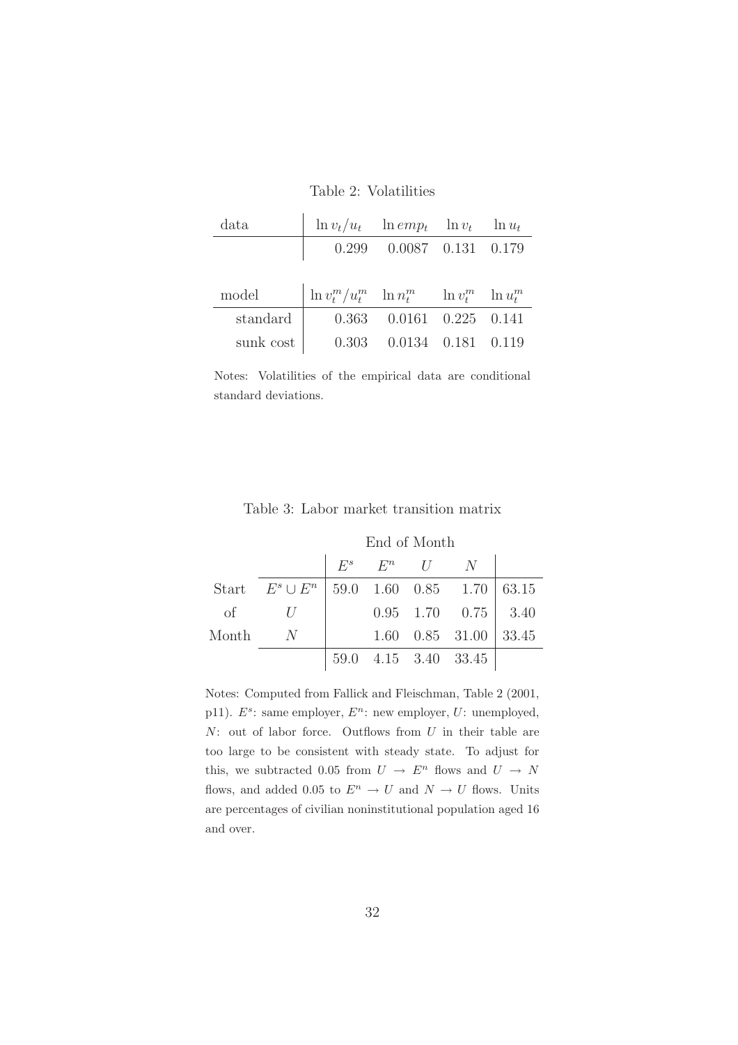Table 2: Volatilities

| data | $\ln v_t/u_t$ | $\ln emp_t$ | $\ln v_t$ | $\ln u_t$ |
|---|---|---|---|---|
| | 0.299 | 0.0087 | 0.131 | 0.179 |

| model | $\ln v_t^m/u_t^m$ | $\ln n_t^m$ | $\ln v_t^m$ | $\ln u_t^m$ |
|---|---|---|---|---|
| standard | 0.363 | 0.0161 | 0.225 | 0.141 |
| sunk cost | 0.303 | 0.0134 | 0.181 | 0.119 |

Notes: Volatilities of the empirical data are conditional standard deviations.

Table 3: Labor market transition matrix

| | | End of Month | | | | |
|---|---|---|---|---|---|---|
| | | $E^s$ | $E^n$ | $U$ | $N$ | |
| Start | $E^s \cup E^n$ | 59.0 | 1.60 | 0.85 | 1.70 | 63.15 |
| of | $U$ | | 0.95 | 1.70 | 0.75 | 3.40 |
| Month | $N$ | | 1.60 | 0.85 | 31.00 | 33.45 |
| | | 59.0 | 4.15 | 3.40 | 33.45 | |

Notes: Computed from Fallick and Fleischman, Table 2 (2001, p11). $E^s$: same employer, $E^n$: new employer, $U$: unemployed, $N$: out of labor force. Outflows from $U$ in their table are too large to be consistent with steady state. To adjust for this, we subtracted 0.05 from $U \rightarrow E^n$ flows and $U \rightarrow N$ flows, and added 0.05 to $E^n \rightarrow U$ and $N \rightarrow U$ flows. Units are percentages of civilian noninstitutional population aged 16 and over.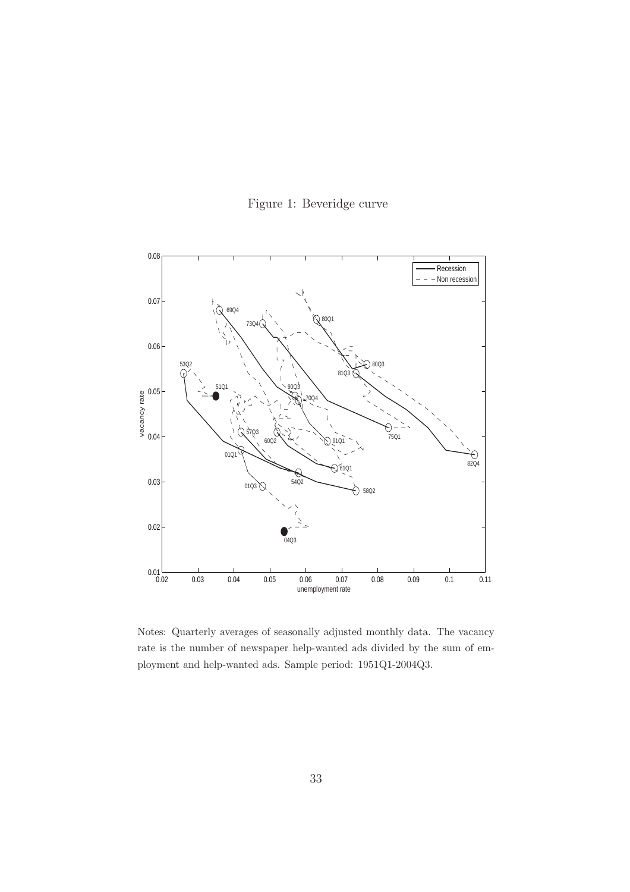Figure 1: Beveridge curve

Notes: Quarterly averages of seasonally adjusted monthly data. The vacancy rate is the number of newspaper help-wanted ads divided by the sum of employment and help-wanted ads. Sample period: 1951Q1-2004Q3.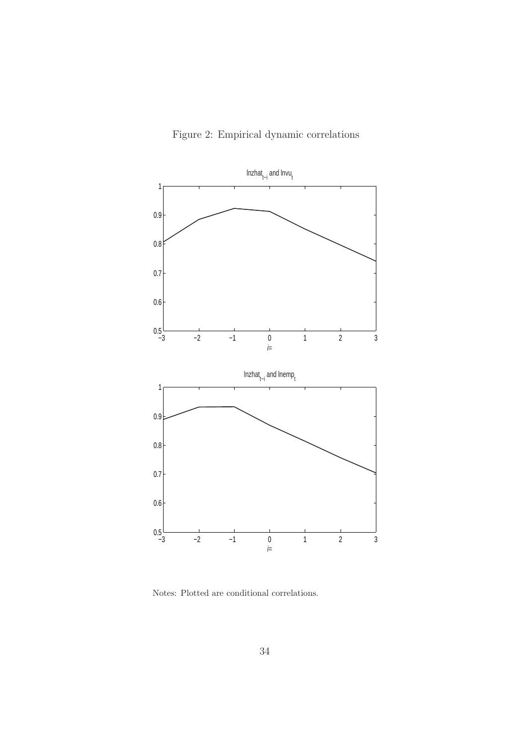Figure 2: Empirical dynamic correlations

Notes: Plotted are conditional correlations.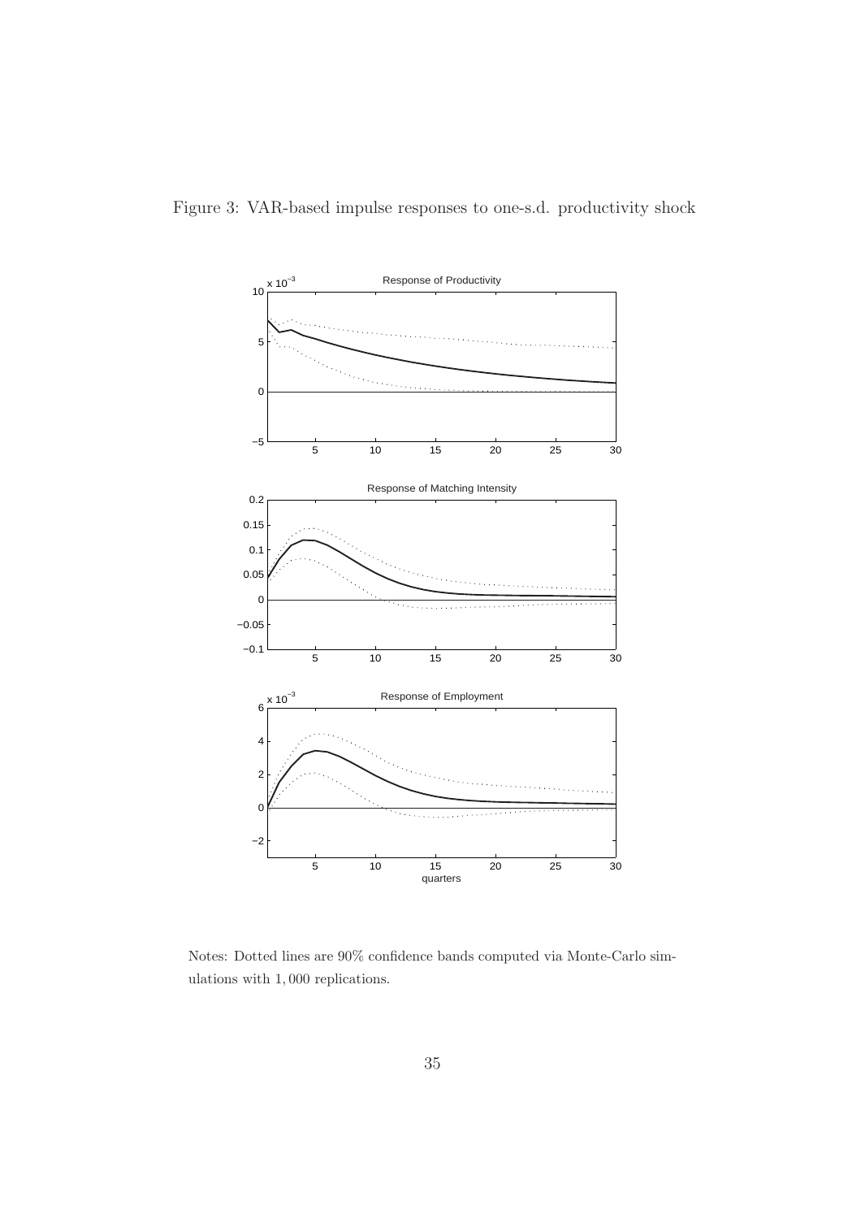Figure 3: VAR-based impulse responses to one-s.d. productivity shock

Notes: Dotted lines are 90% confidence bands computed via Monte-Carlo simulations with 1,000 replications.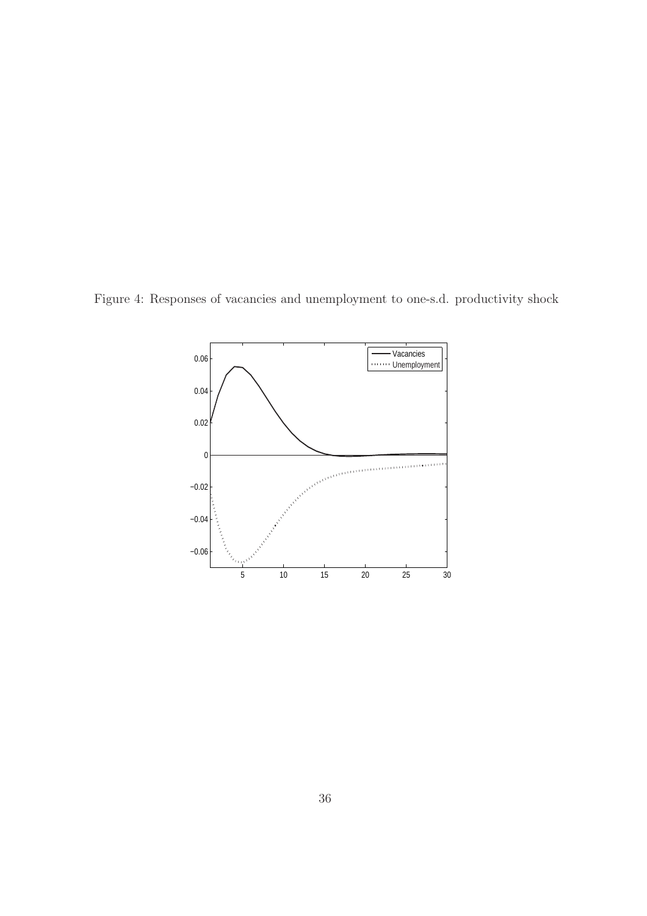Figure 4: Responses of vacancies and unemployment to one-s.d. productivity shock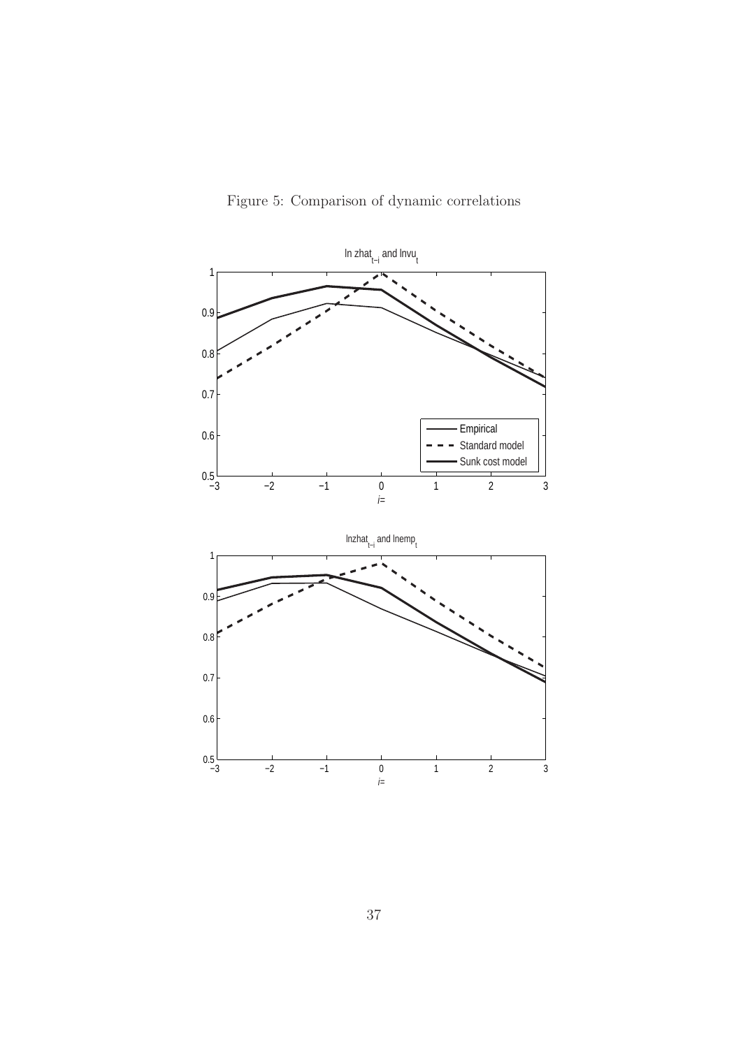Figure 5: Comparison of dynamic correlations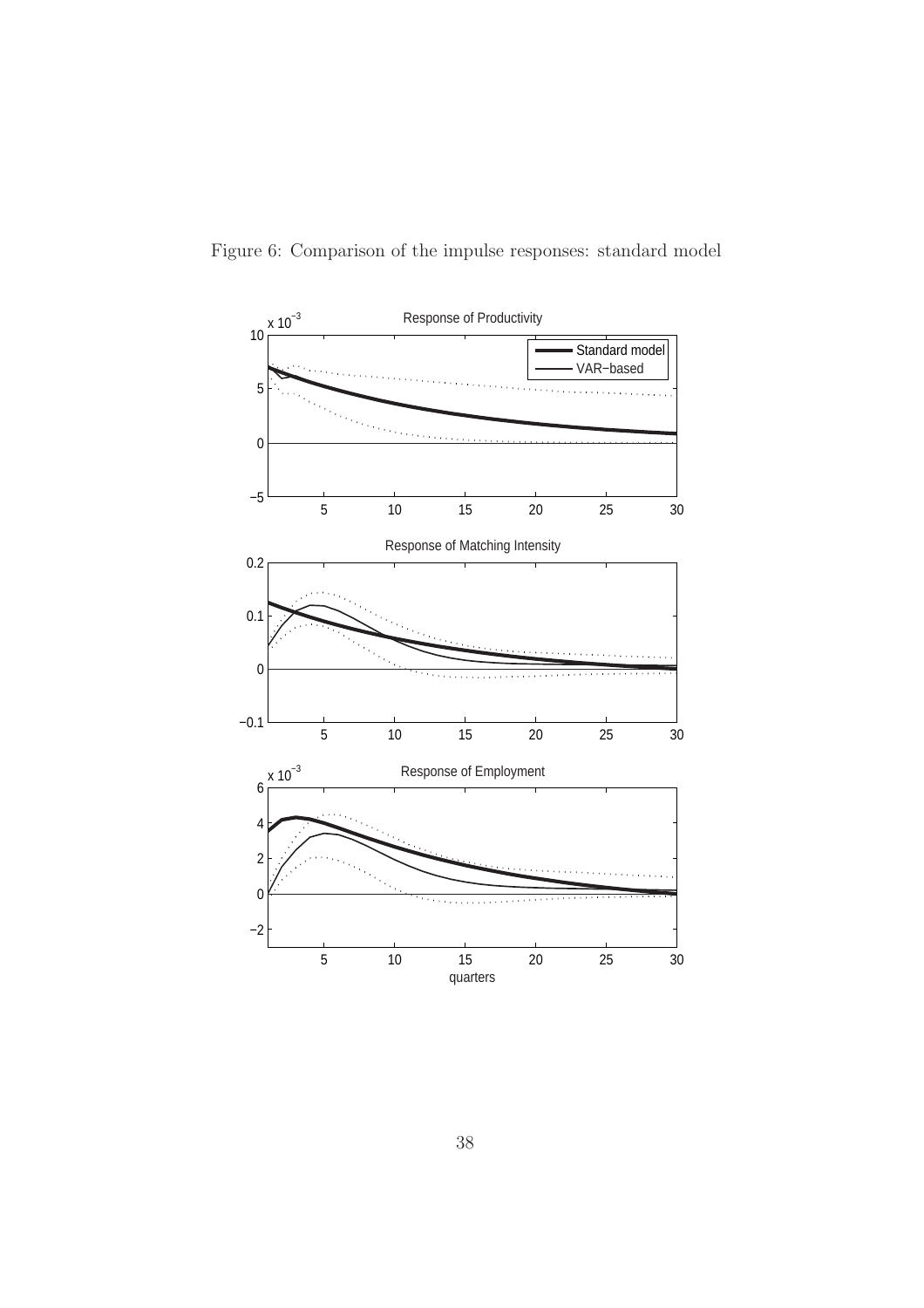Figure 6: Comparison of the impulse responses: standard model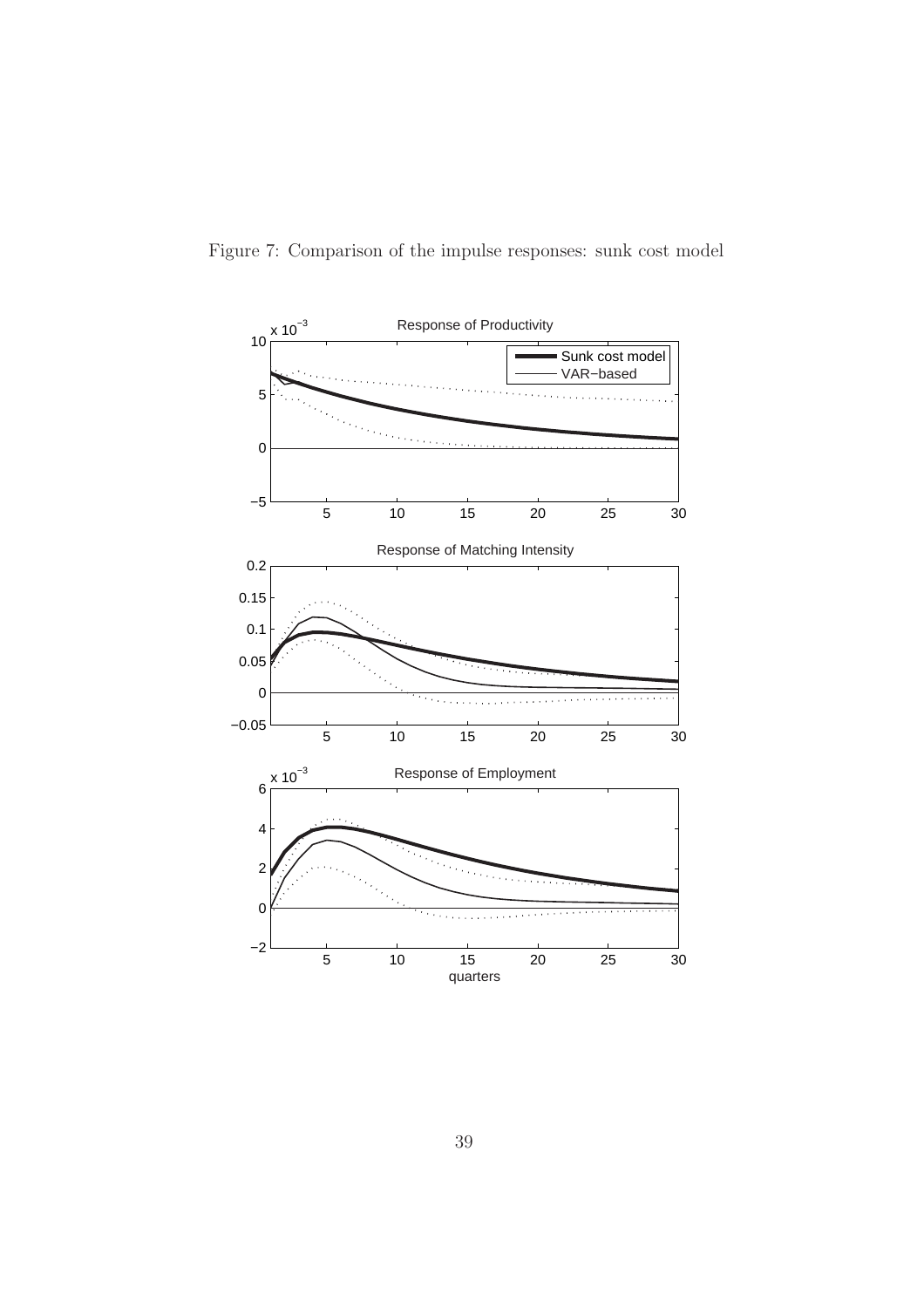Figure 7: Comparison of the impulse responses: sunk cost model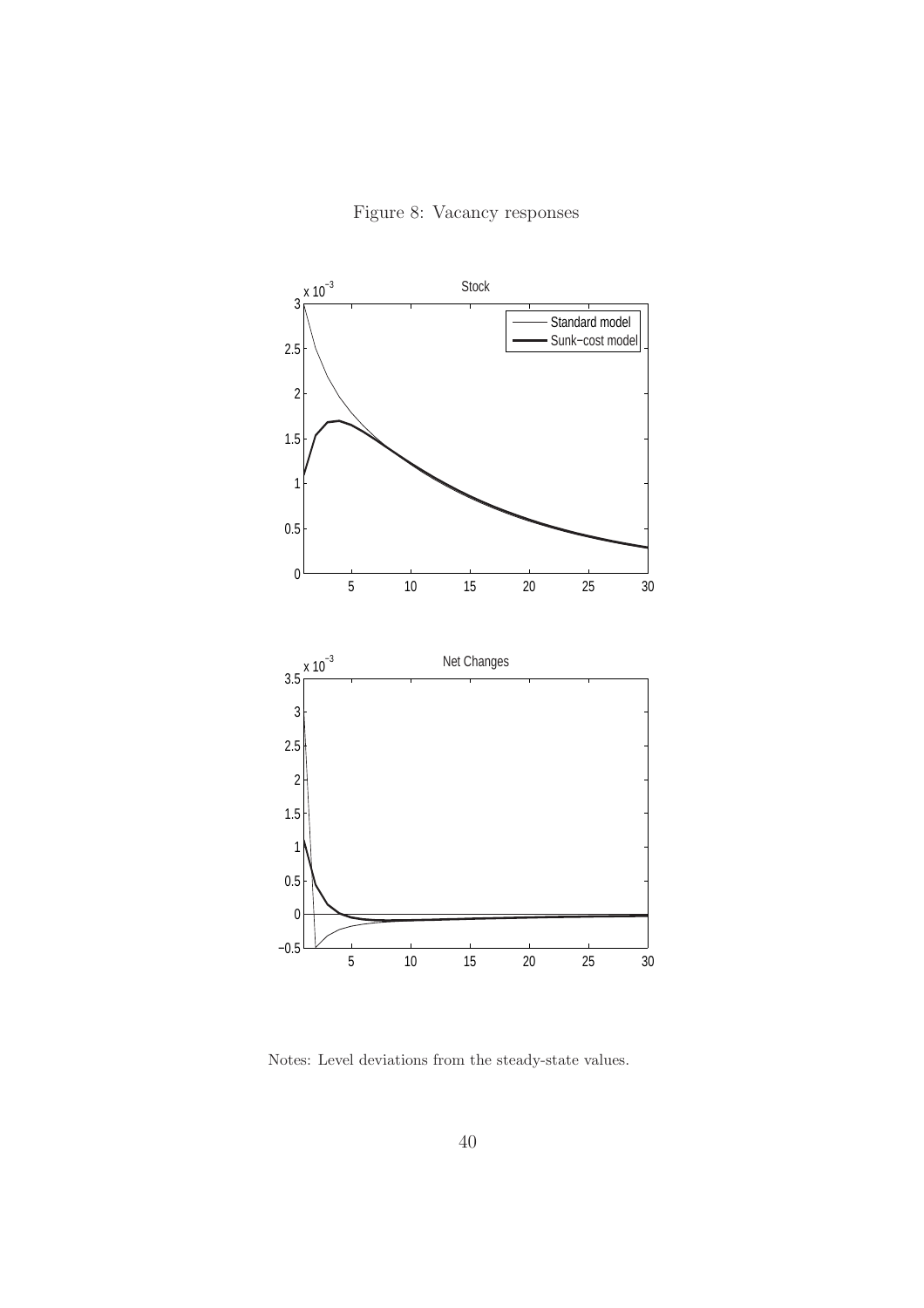Figure 8: Vacancy responses

Notes: Level deviations from the steady-state values.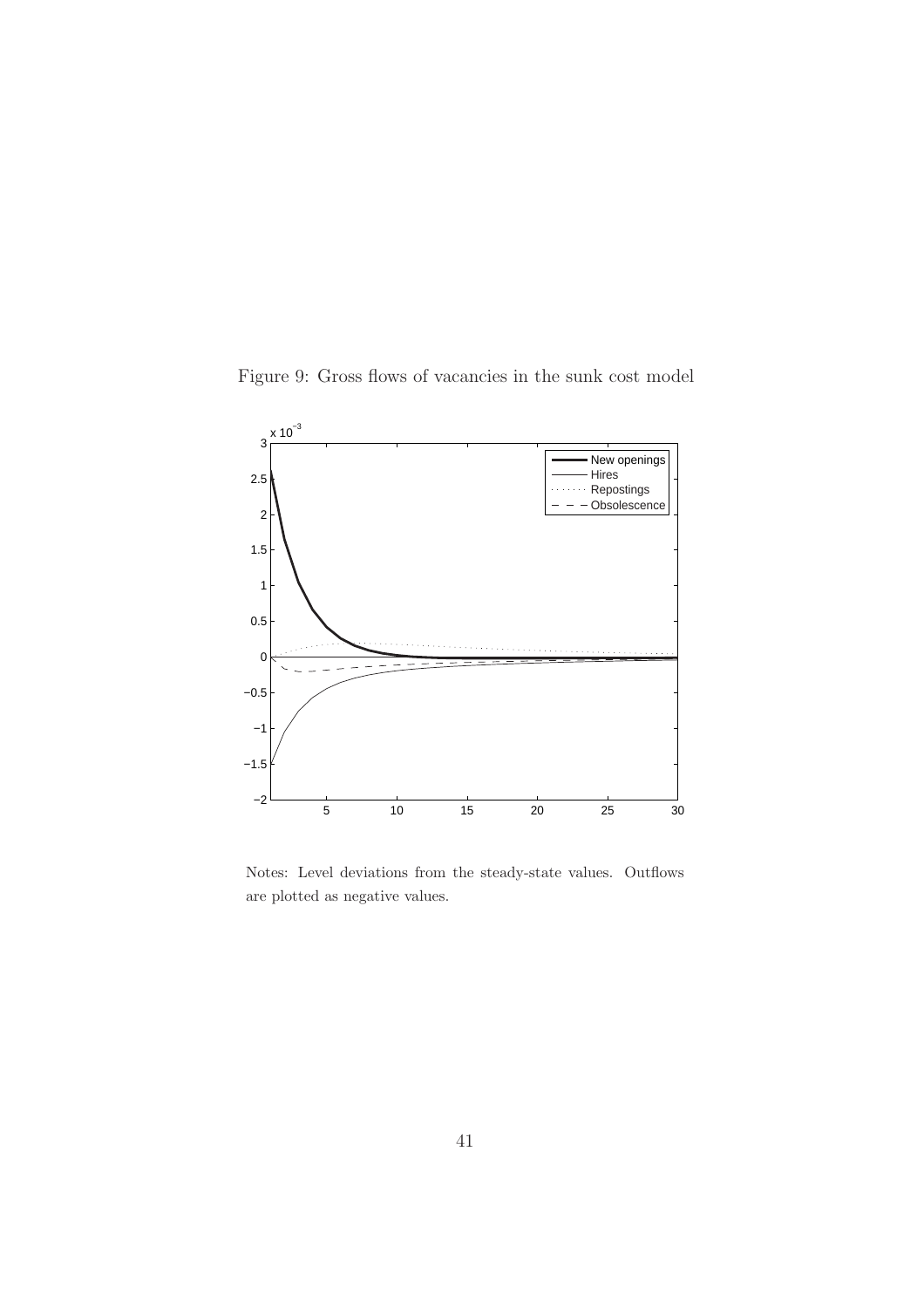Figure 9: Gross flows of vacancies in the sunk cost model

Notes: Level deviations from the steady-state values. Outflows are plotted as negative values.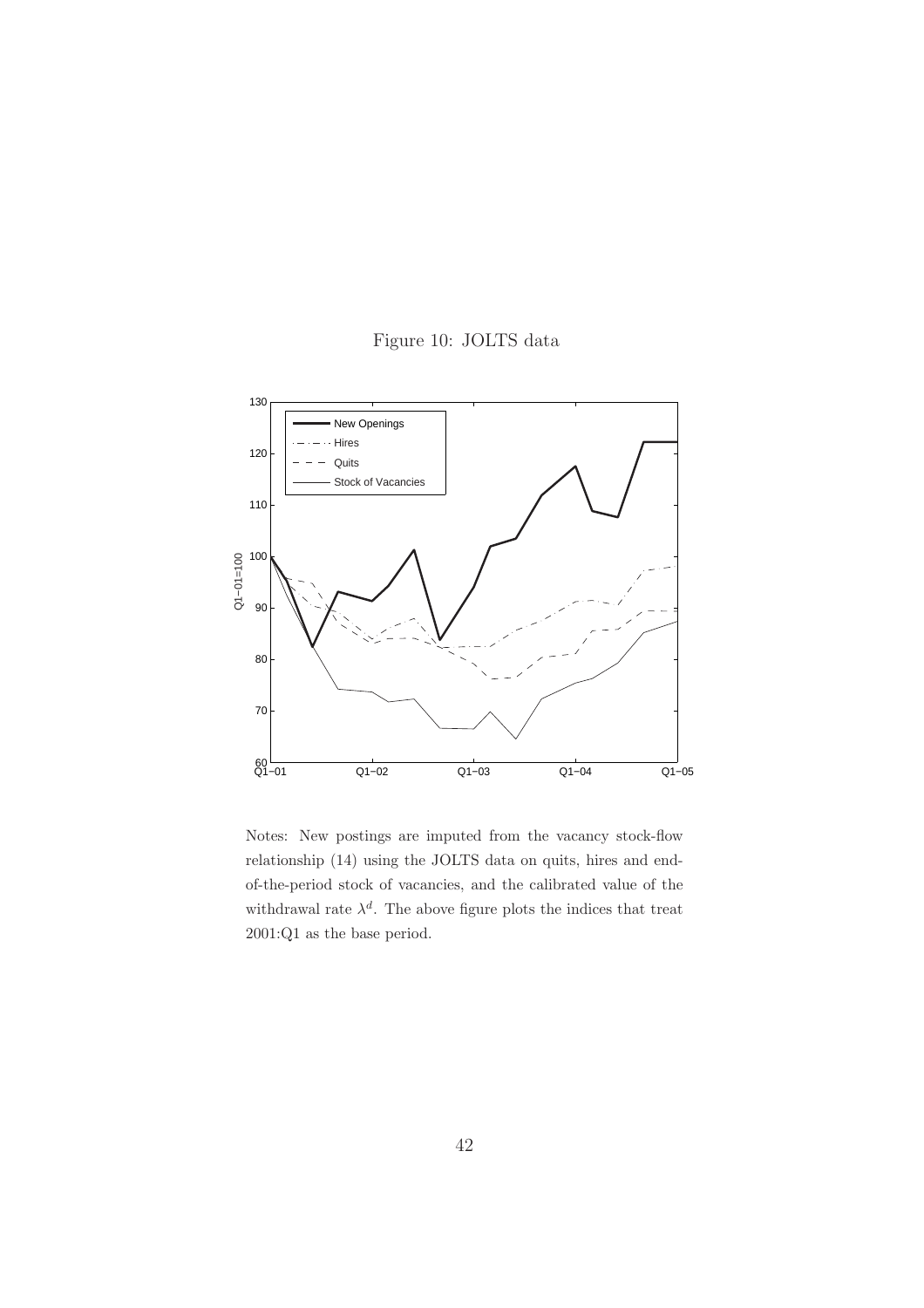Figure 10: JOLTS data

130
120
110
100
90
80
70
60

Q1−01=100

Q1−01
Q1−02
Q1−03
Q1−04
Q1−05

New Openings
Hires
Quits
Stock of Vacancies

Notes: New postings are imputed from the vacancy stock-flow relationship (14) using the JOLTS data on quits, hires and end-of-the-period stock of vacancies, and the calibrated value of the withdrawal rate $\lambda^d$. The above figure plots the indices that treat 2001:Q1 as the base period.